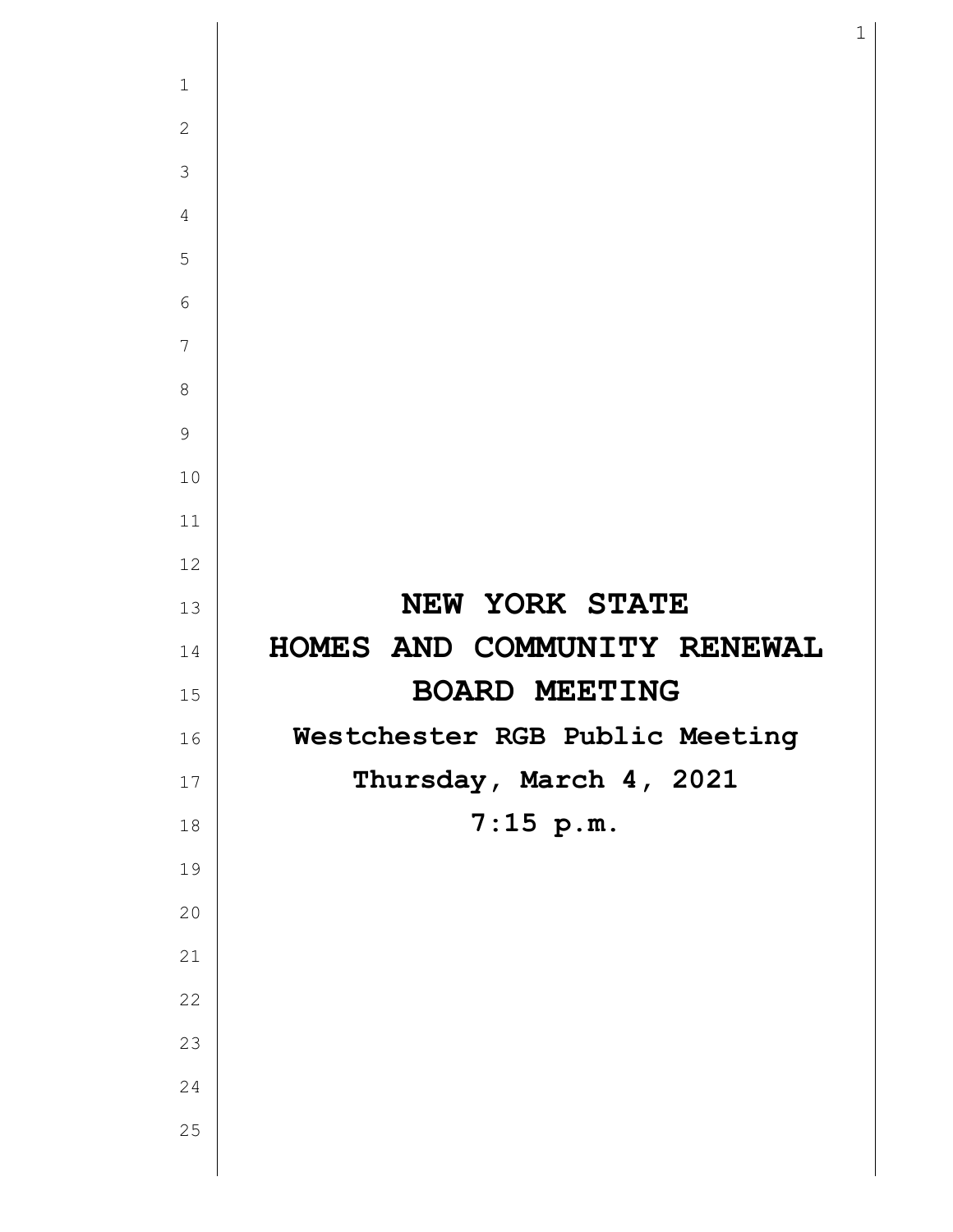# NEW YORK STATE
# HOMES AND COMMUNITY RENEWAL
# BOARD MEETING

**Westchester RGB Public Meeting**

**Thursday, March 4, 2021**

**7:15 p.m.**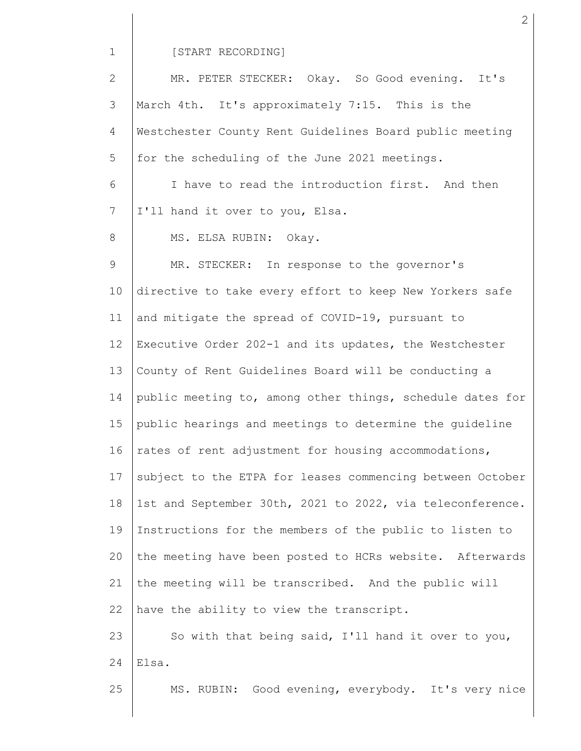[START RECORDING]

MR. PETER STECKER: Okay. So Good evening. It's March 4th. It's approximately 7:15. This is the Westchester County Rent Guidelines Board public meeting for the scheduling of the June 2021 meetings.

I have to read the introduction first. And then I'll hand it over to you, Elsa.

MS. ELSA RUBIN: Okay.

MR. STECKER: In response to the governor's directive to take every effort to keep New Yorkers safe and mitigate the spread of COVID-19, pursuant to Executive Order 202-1 and its updates, the Westchester County of Rent Guidelines Board will be conducting a public meeting to, among other things, schedule dates for public hearings and meetings to determine the guideline rates of rent adjustment for housing accommodations, subject to the ETPA for leases commencing between October 1st and September 30th, 2021 to 2022, via teleconference. Instructions for the members of the public to listen to the meeting have been posted to HCRs website. Afterwards the meeting will be transcribed. And the public will have the ability to view the transcript.

So with that being said, I'll hand it over to you, Elsa.

MS. RUBIN: Good evening, everybody. It's very nice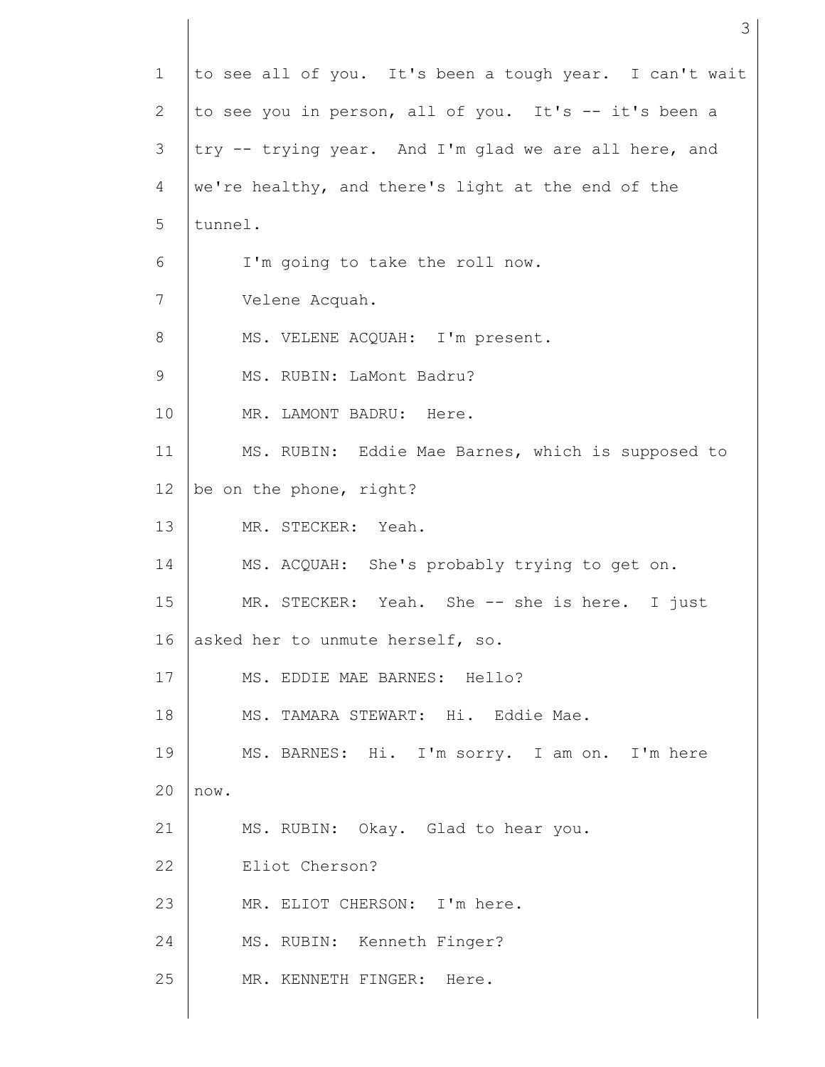to see all of you. It's been a tough year. I can't wait to see you in person, all of you. It's -- it's been a try -- trying year. And I'm glad we are all here, and we're healthy, and there's light at the end of the tunnel.

I'm going to take the roll now.

Velene Acquah.

MS. VELENE ACQUAH: I'm present.

MS. RUBIN: LaMont Badru?

MR. LAMONT BADRU: Here.

MS. RUBIN: Eddie Mae Barnes, which is supposed to be on the phone, right?

MR. STECKER: Yeah.

MS. ACQUAH: She's probably trying to get on.

MR. STECKER: Yeah. She -- she is here. I just asked her to unmute herself, so.

MS. EDDIE MAE BARNES: Hello?

MS. TAMARA STEWART: Hi. Eddie Mae.

MS. BARNES: Hi. I'm sorry. I am on. I'm here now.

MS. RUBIN: Okay. Glad to hear you.

Eliot Cherson?

MR. ELIOT CHERSON: I'm here.

MS. RUBIN: Kenneth Finger?

MR. KENNETH FINGER: Here.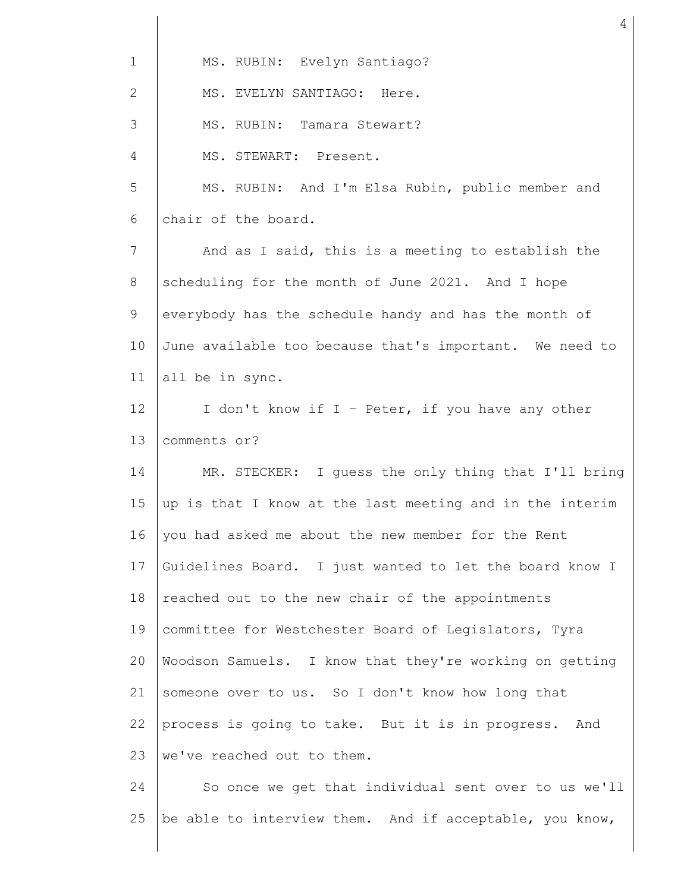MS. RUBIN: Evelyn Santiago?

MS. EVELYN SANTIAGO: Here.

MS. RUBIN: Tamara Stewart?

MS. STEWART: Present.

MS. RUBIN: And I'm Elsa Rubin, public member and chair of the board.

And as I said, this is a meeting to establish the scheduling for the month of June 2021. And I hope everybody has the schedule handy and has the month of June available too because that's important. We need to all be in sync.

I don't know if I - Peter, if you have any other comments or?

MR. STECKER: I guess the only thing that I'll bring up is that I know at the last meeting and in the interim you had asked me about the new member for the Rent Guidelines Board. I just wanted to let the board know I reached out to the new chair of the appointments committee for Westchester Board of Legislators, Tyra Woodson Samuels. I know that they're working on getting someone over to us. So I don't know how long that process is going to take. But it is in progress. And we've reached out to them.

So once we get that individual sent over to us we'll be able to interview them. And if acceptable, you know,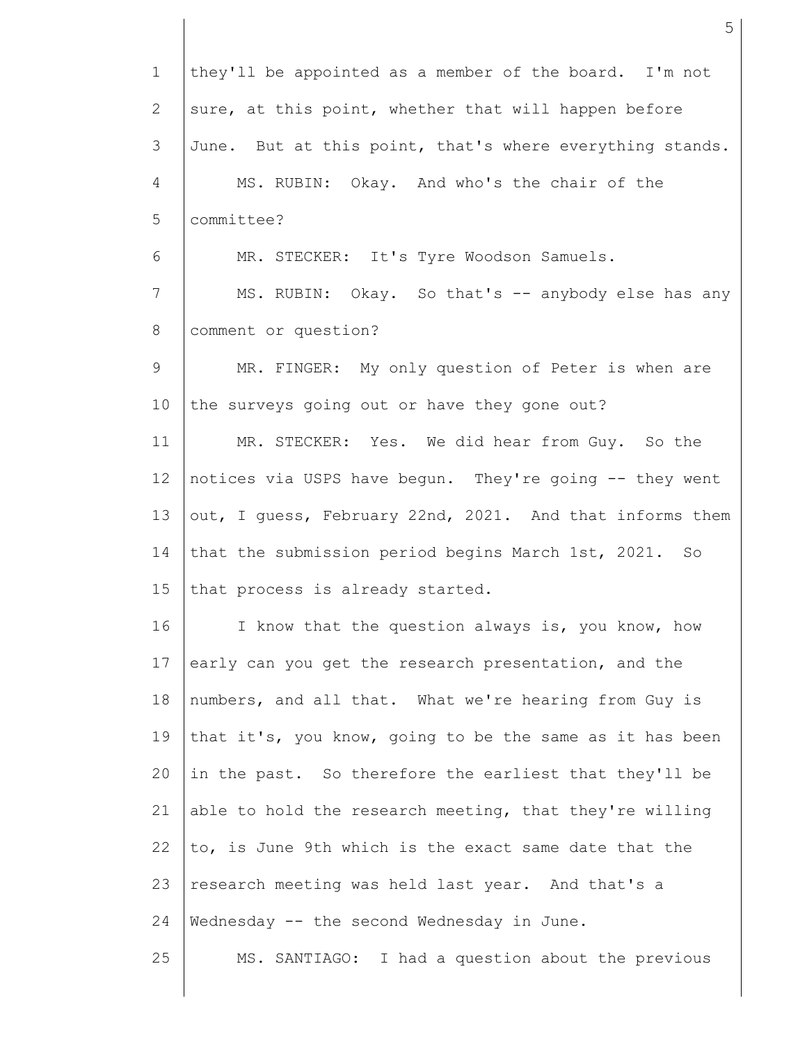they'll be appointed as a member of the board. I'm not sure, at this point, whether that will happen before June. But at this point, that's where everything stands.

MS. RUBIN: Okay. And who's the chair of the committee?

MR. STECKER: It's Tyre Woodson Samuels.

MS. RUBIN: Okay. So that's -- anybody else has any comment or question?

MR. FINGER: My only question of Peter is when are the surveys going out or have they gone out?

MR. STECKER: Yes. We did hear from Guy. So the notices via USPS have begun. They're going -- they went out, I guess, February 22nd, 2021. And that informs them that the submission period begins March 1st, 2021. So that process is already started.

I know that the question always is, you know, how early can you get the research presentation, and the numbers, and all that. What we're hearing from Guy is that it's, you know, going to be the same as it has been in the past. So therefore the earliest that they'll be able to hold the research meeting, that they're willing to, is June 9th which is the exact same date that the research meeting was held last year. And that's a Wednesday -- the second Wednesday in June.

MS. SANTIAGO: I had a question about the previous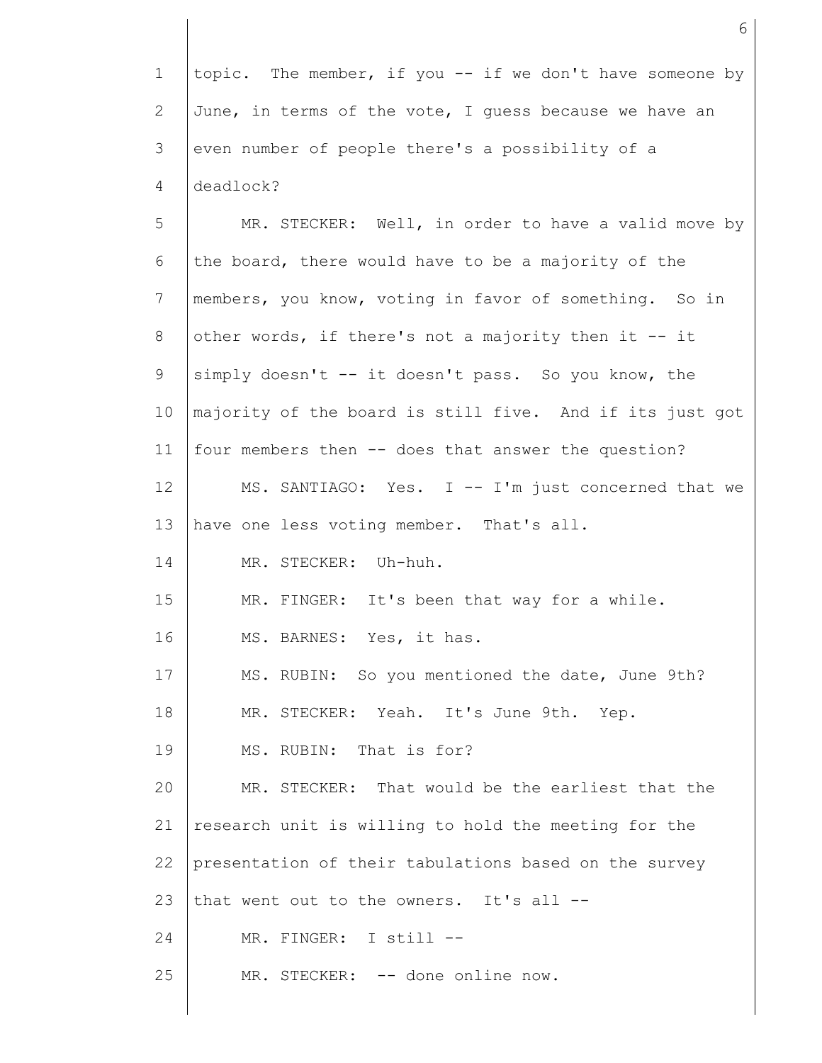topic. The member, if you -- if we don't have someone by June, in terms of the vote, I guess because we have an even number of people there's a possibility of a deadlock?

MR. STECKER: Well, in order to have a valid move by the board, there would have to be a majority of the members, you know, voting in favor of something. So in other words, if there's not a majority then it -- it simply doesn't -- it doesn't pass. So you know, the majority of the board is still five. And if its just got four members then -- does that answer the question?

MS. SANTIAGO: Yes. I -- I'm just concerned that we have one less voting member. That's all.

MR. STECKER: Uh-huh.

MR. FINGER: It's been that way for a while.

MS. BARNES: Yes, it has.

MS. RUBIN: So you mentioned the date, June 9th?

MR. STECKER: Yeah. It's June 9th. Yep.

MS. RUBIN: That is for?

MR. STECKER: That would be the earliest that the research unit is willing to hold the meeting for the presentation of their tabulations based on the survey that went out to the owners. It's all --

MR. FINGER: I still --

MR. STECKER: -- done online now.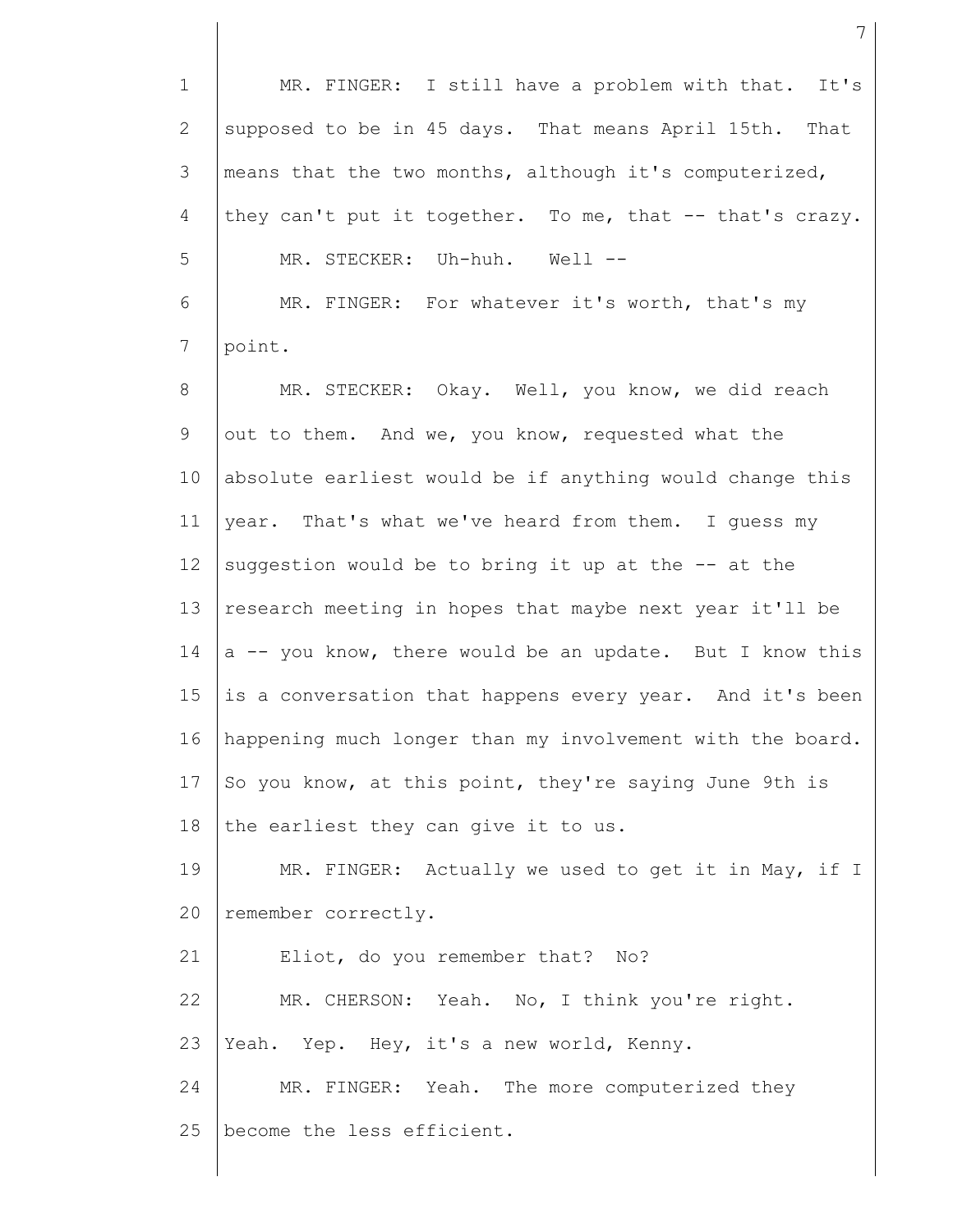MR. FINGER: I still have a problem with that. It's supposed to be in 45 days. That means April 15th. That means that the two months, although it's computerized, they can't put it together. To me, that -- that's crazy.

MR. STECKER: Uh-huh. Well --

MR. FINGER: For whatever it's worth, that's my point.

MR. STECKER: Okay. Well, you know, we did reach out to them. And we, you know, requested what the absolute earliest would be if anything would change this year. That's what we've heard from them. I guess my suggestion would be to bring it up at the -- at the research meeting in hopes that maybe next year it'll be a -- you know, there would be an update. But I know this is a conversation that happens every year. And it's been happening much longer than my involvement with the board. So you know, at this point, they're saying June 9th is the earliest they can give it to us.

MR. FINGER: Actually we used to get it in May, if I remember correctly.

Eliot, do you remember that? No?

MR. CHERSON: Yeah. No, I think you're right. Yeah. Yep. Hey, it's a new world, Kenny.

MR. FINGER: Yeah. The more computerized they become the less efficient.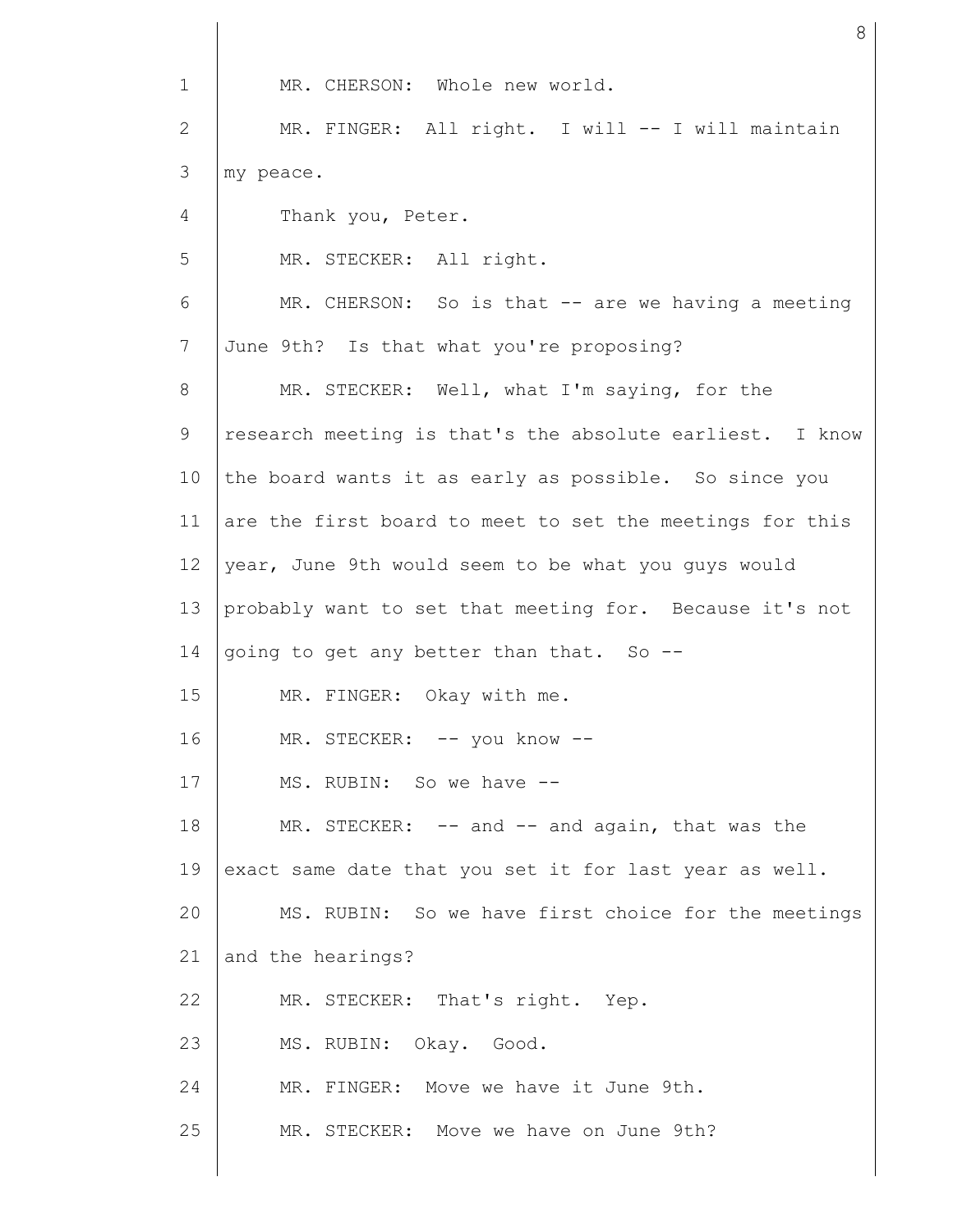MR. CHERSON: Whole new world.

MR. FINGER: All right. I will -- I will maintain my peace.

Thank you, Peter.

MR. STECKER: All right.

MR. CHERSON: So is that -- are we having a meeting June 9th? Is that what you're proposing?

MR. STECKER: Well, what I'm saying, for the research meeting is that's the absolute earliest. I know the board wants it as early as possible. So since you are the first board to meet to set the meetings for this year, June 9th would seem to be what you guys would probably want to set that meeting for. Because it's not going to get any better than that. So --

MR. FINGER: Okay with me.

MR. STECKER: -- you know --

MS. RUBIN: So we have --

MR. STECKER: -- and -- and again, that was the exact same date that you set it for last year as well.

MS. RUBIN: So we have first choice for the meetings and the hearings?

MR. STECKER: That's right. Yep.

MS. RUBIN: Okay. Good.

MR. FINGER: Move we have it June 9th.

MR. STECKER: Move we have on June 9th?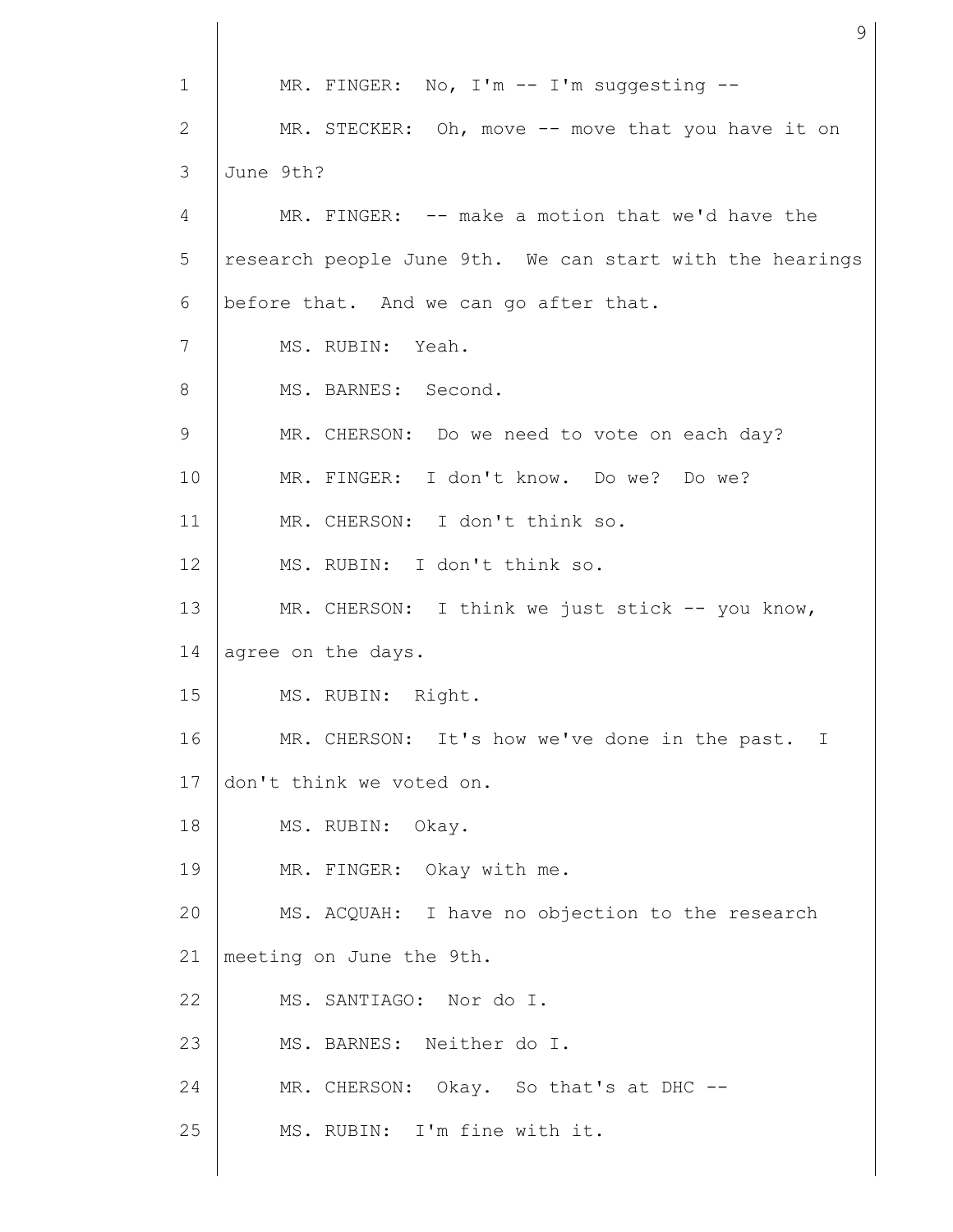MR. FINGER: No, I'm -- I'm suggesting --

MR. STECKER: Oh, move -- move that you have it on June 9th?

MR. FINGER: -- make a motion that we'd have the research people June 9th. We can start with the hearings before that. And we can go after that.

MS. RUBIN: Yeah.

MS. BARNES: Second.

MR. CHERSON: Do we need to vote on each day?

MR. FINGER: I don't know. Do we? Do we?

MR. CHERSON: I don't think so.

MS. RUBIN: I don't think so.

MR. CHERSON: I think we just stick -- you know, agree on the days.

MS. RUBIN: Right.

MR. CHERSON: It's how we've done in the past. I don't think we voted on.

MS. RUBIN: Okay.

MR. FINGER: Okay with me.

MS. ACQUAH: I have no objection to the research meeting on June the 9th.

MS. SANTIAGO: Nor do I.

MS. BARNES: Neither do I.

MR. CHERSON: Okay. So that's at DHC --

MS. RUBIN: I'm fine with it.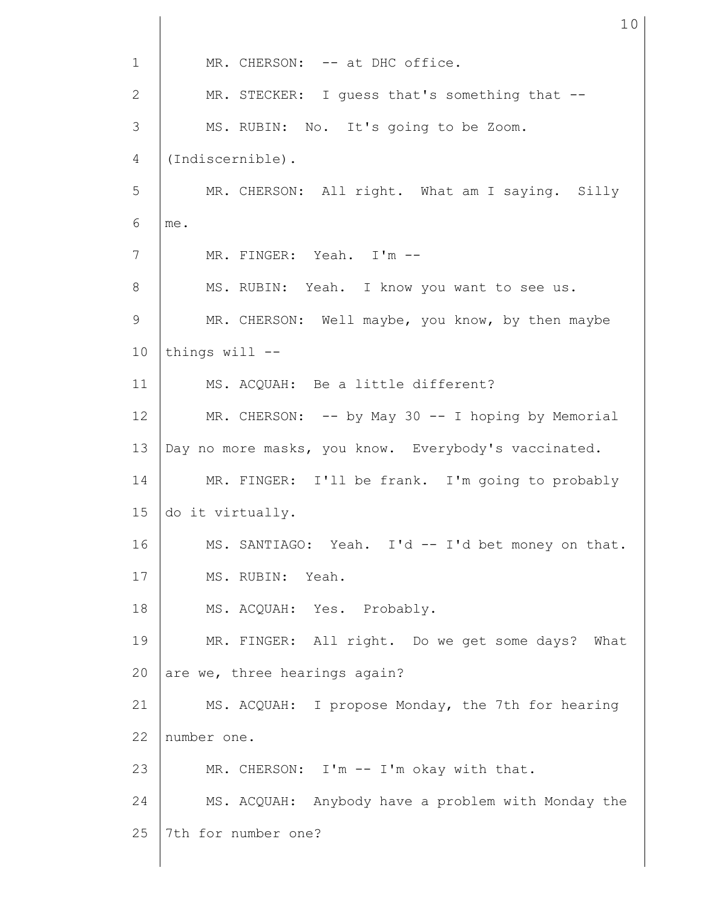MR. CHERSON: -- at DHC office.

MR. STECKER: I guess that's something that --

MS. RUBIN: No. It's going to be Zoom. (Indiscernible).

MR. CHERSON: All right. What am I saying. Silly me.

MR. FINGER: Yeah. I'm --

MS. RUBIN: Yeah. I know you want to see us.

MR. CHERSON: Well maybe, you know, by then maybe things will --

MS. ACQUAH: Be a little different?

MR. CHERSON: -- by May 30 -- I hoping by Memorial Day no more masks, you know. Everybody's vaccinated.

MR. FINGER: I'll be frank. I'm going to probably do it virtually.

MS. SANTIAGO: Yeah. I'd -- I'd bet money on that.

MS. RUBIN: Yeah.

MS. ACQUAH: Yes. Probably.

MR. FINGER: All right. Do we get some days? What are we, three hearings again?

MS. ACQUAH: I propose Monday, the 7th for hearing number one.

MR. CHERSON: I'm -- I'm okay with that.

MS. ACQUAH: Anybody have a problem with Monday the 7th for number one?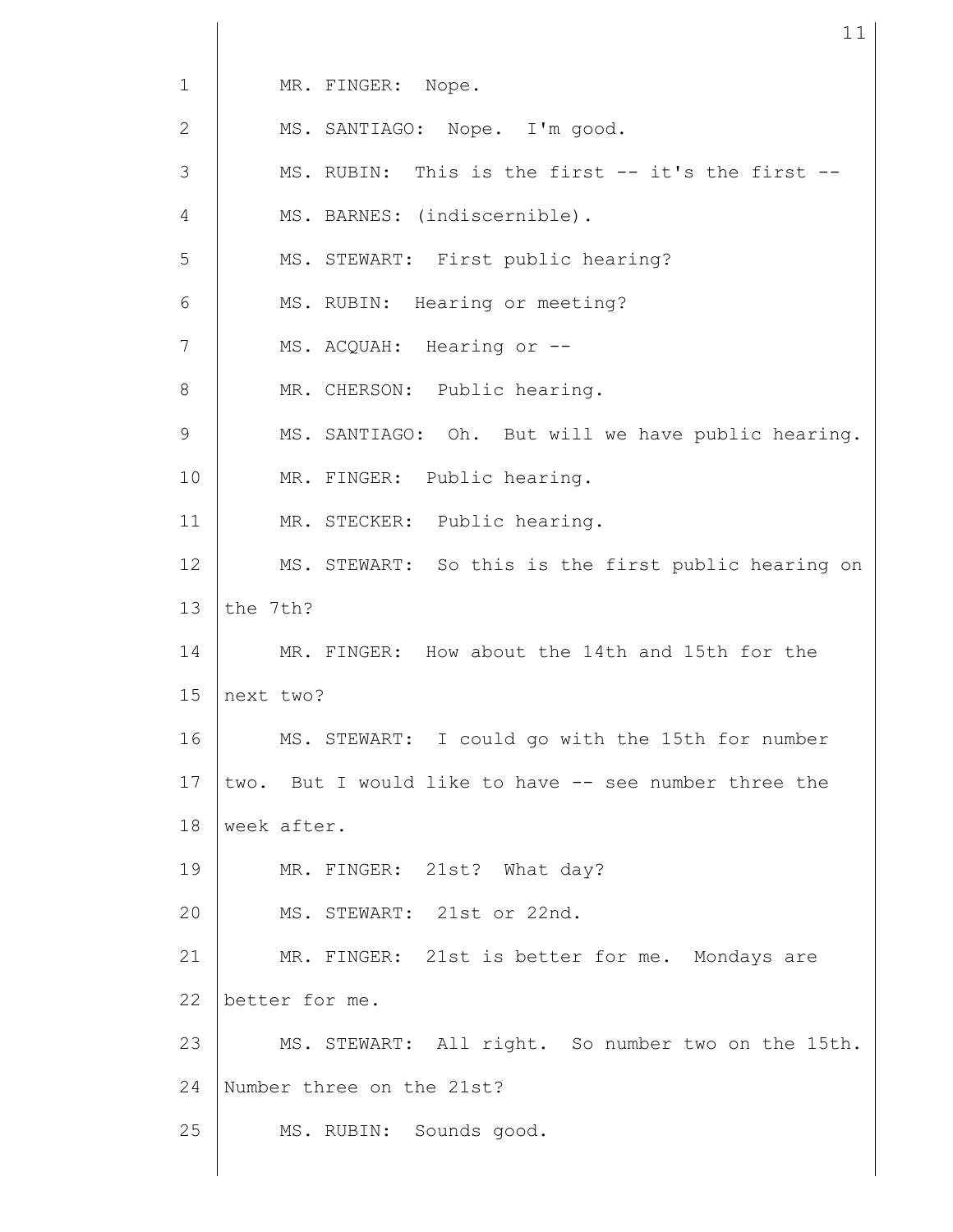MR. FINGER: Nope.

MS. SANTIAGO: Nope. I'm good.

MS. RUBIN: This is the first -- it's the first --

MS. BARNES: (indiscernible).

MS. STEWART: First public hearing?

MS. RUBIN: Hearing or meeting?

MS. ACQUAH: Hearing or --

MR. CHERSON: Public hearing.

MS. SANTIAGO: Oh. But will we have public hearing.

MR. FINGER: Public hearing.

MR. STECKER: Public hearing.

MS. STEWART: So this is the first public hearing on the 7th?

MR. FINGER: How about the 14th and 15th for the next two?

MS. STEWART: I could go with the 15th for number two. But I would like to have -- see number three the week after.

MR. FINGER: 21st? What day?

MS. STEWART: 21st or 22nd.

MR. FINGER: 21st is better for me. Mondays are better for me.

MS. STEWART: All right. So number two on the 15th. Number three on the 21st?

MS. RUBIN: Sounds good.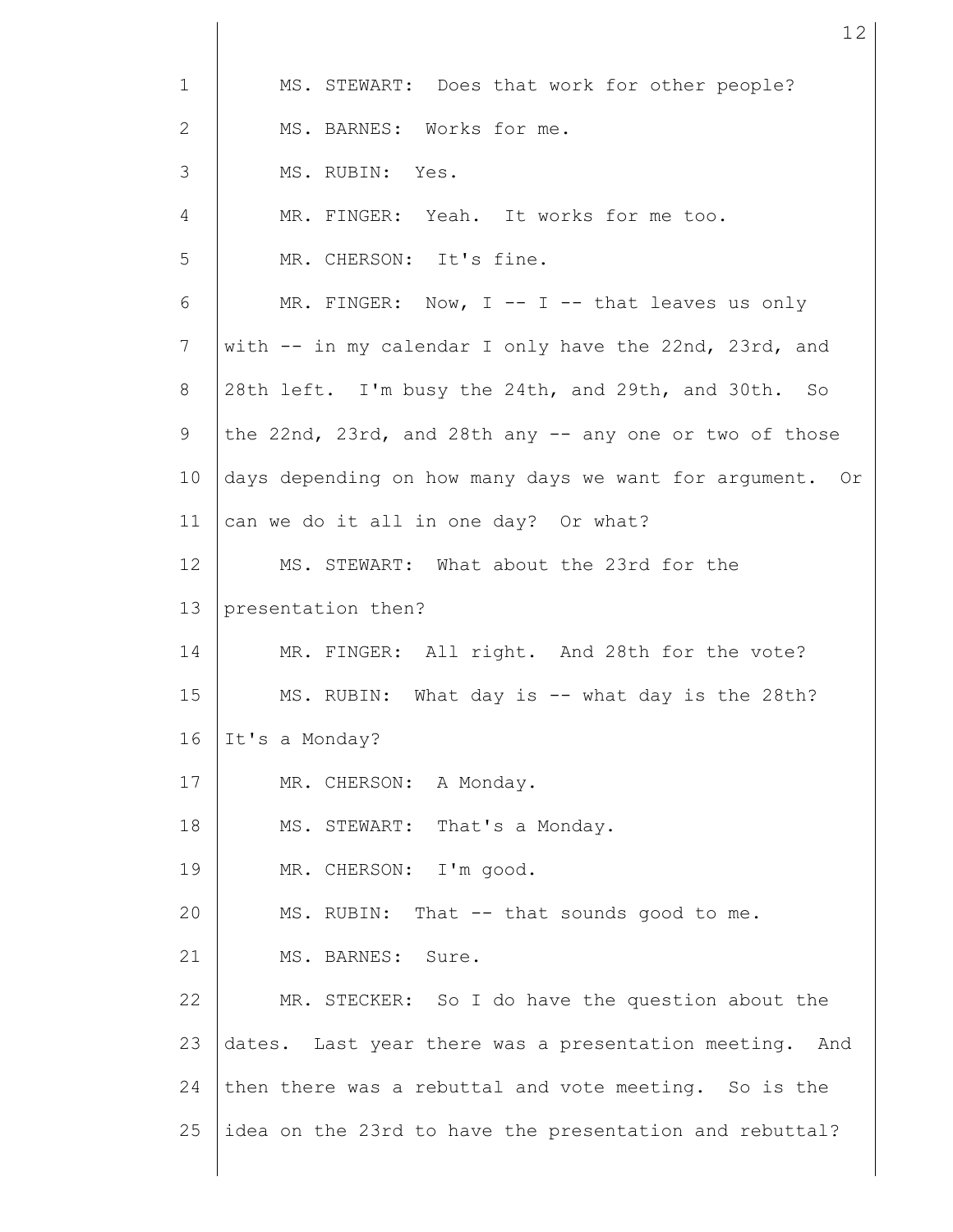MS. STEWART: Does that work for other people?

MS. BARNES: Works for me.

MS. RUBIN: Yes.

MR. FINGER: Yeah. It works for me too.

MR. CHERSON: It's fine.

MR. FINGER: Now, I -- I -- that leaves us only with -- in my calendar I only have the 22nd, 23rd, and 28th left. I'm busy the 24th, and 29th, and 30th. So the 22nd, 23rd, and 28th any -- any one or two of those days depending on how many days we want for argument. Or can we do it all in one day? Or what?

MS. STEWART: What about the 23rd for the presentation then?

MR. FINGER: All right. And 28th for the vote?

MS. RUBIN: What day is -- what day is the 28th? It's a Monday?

MR. CHERSON: A Monday.

MS. STEWART: That's a Monday.

MR. CHERSON: I'm good.

MS. RUBIN: That -- that sounds good to me.

MS. BARNES: Sure.

MR. STECKER: So I do have the question about the dates. Last year there was a presentation meeting. And then there was a rebuttal and vote meeting. So is the idea on the 23rd to have the presentation and rebuttal?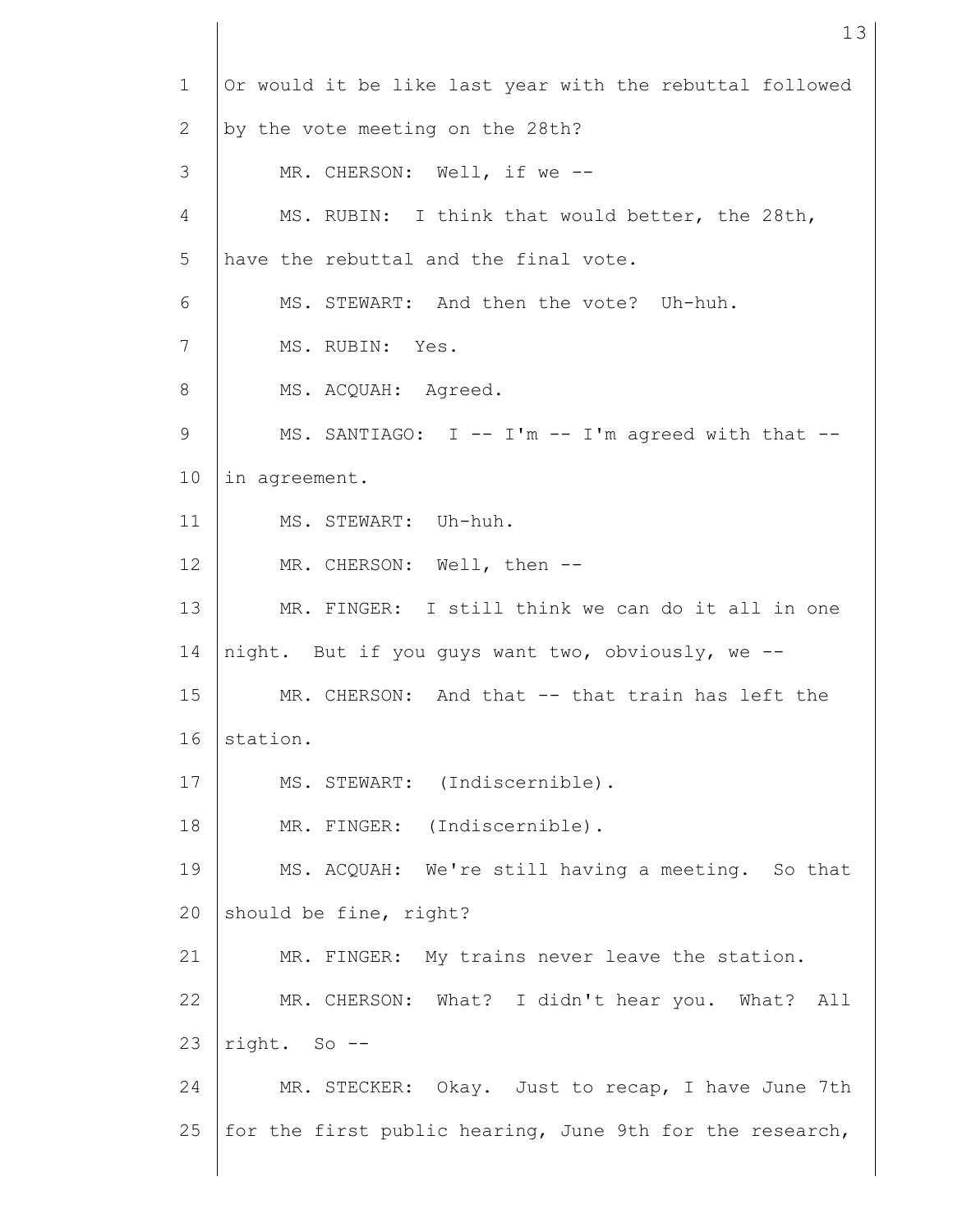Or would it be like last year with the rebuttal followed by the vote meeting on the 28th?

MR. CHERSON: Well, if we --

MS. RUBIN: I think that would better, the 28th, have the rebuttal and the final vote.

MS. STEWART: And then the vote? Uh-huh.

MS. RUBIN: Yes.

MS. ACQUAH: Agreed.

MS. SANTIAGO: I -- I'm -- I'm agreed with that -- in agreement.

MS. STEWART: Uh-huh.

MR. CHERSON: Well, then --

MR. FINGER: I still think we can do it all in one night. But if you guys want two, obviously, we --

MR. CHERSON: And that -- that train has left the station.

MS. STEWART: (Indiscernible).

MR. FINGER: (Indiscernible).

MS. ACQUAH: We're still having a meeting. So that should be fine, right?

MR. FINGER: My trains never leave the station.

MR. CHERSON: What? I didn't hear you. What? All right. So --

MR. STECKER: Okay. Just to recap, I have June 7th for the first public hearing, June 9th for the research,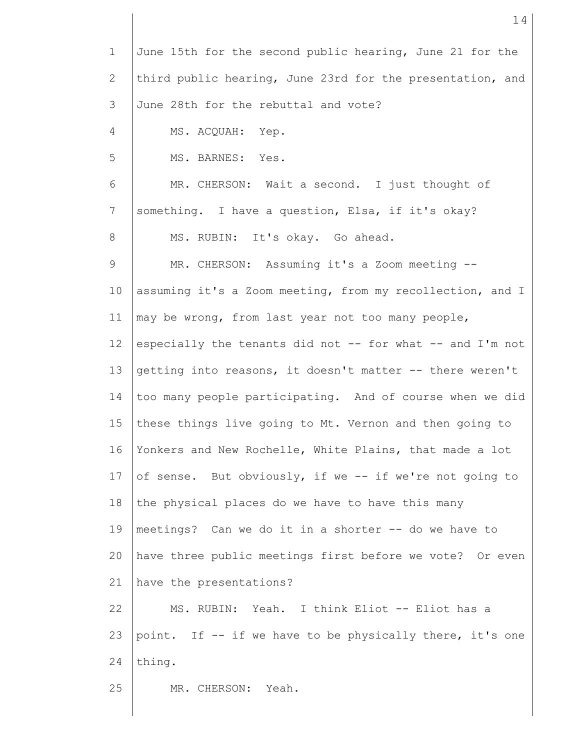June 15th for the second public hearing, June 21 for the third public hearing, June 23rd for the presentation, and June 28th for the rebuttal and vote?

MS. ACQUAH: Yep.

MS. BARNES: Yes.

MR. CHERSON: Wait a second. I just thought of something. I have a question, Elsa, if it's okay?

MS. RUBIN: It's okay. Go ahead.

MR. CHERSON: Assuming it's a Zoom meeting -- assuming it's a Zoom meeting, from my recollection, and I may be wrong, from last year not too many people, especially the tenants did not -- for what -- and I'm not getting into reasons, it doesn't matter -- there weren't too many people participating. And of course when we did these things live going to Mt. Vernon and then going to Yonkers and New Rochelle, White Plains, that made a lot of sense. But obviously, if we -- if we're not going to the physical places do we have to have this many meetings? Can we do it in a shorter -- do we have to have three public meetings first before we vote? Or even have the presentations?

MS. RUBIN: Yeah. I think Eliot -- Eliot has a point. If -- if we have to be physically there, it's one thing.

MR. CHERSON: Yeah.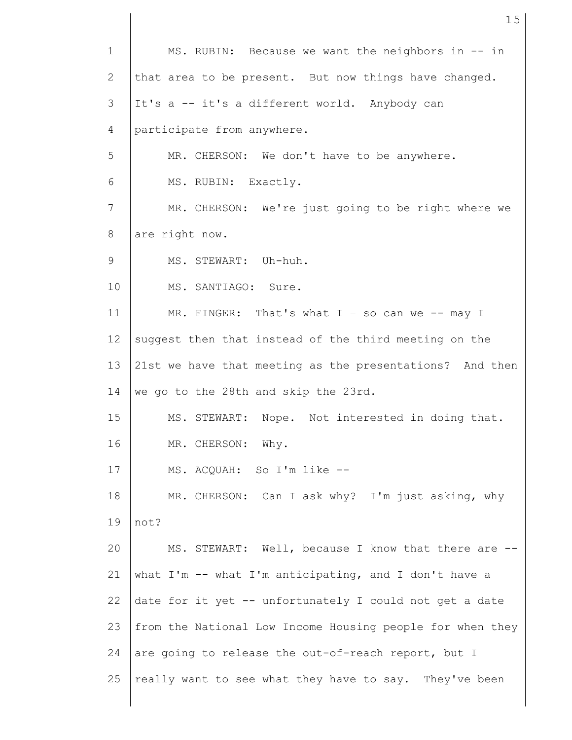MS. RUBIN: Because we want the neighbors in -- in that area to be present. But now things have changed. It's a -- it's a different world. Anybody can participate from anywhere.

MR. CHERSON: We don't have to be anywhere.

MS. RUBIN: Exactly.

MR. CHERSON: We're just going to be right where we are right now.

MS. STEWART: Uh-huh.

MS. SANTIAGO: Sure.

MR. FINGER: That's what I – so can we -- may I suggest then that instead of the third meeting on the 21st we have that meeting as the presentations? And then we go to the 28th and skip the 23rd.

MS. STEWART: Nope. Not interested in doing that.

MR. CHERSON: Why.

MS. ACQUAH: So I'm like --

MR. CHERSON: Can I ask why? I'm just asking, why not?

MS. STEWART: Well, because I know that there are -- what I'm -- what I'm anticipating, and I don't have a date for it yet -- unfortunately I could not get a date from the National Low Income Housing people for when they are going to release the out-of-reach report, but I really want to see what they have to say. They've been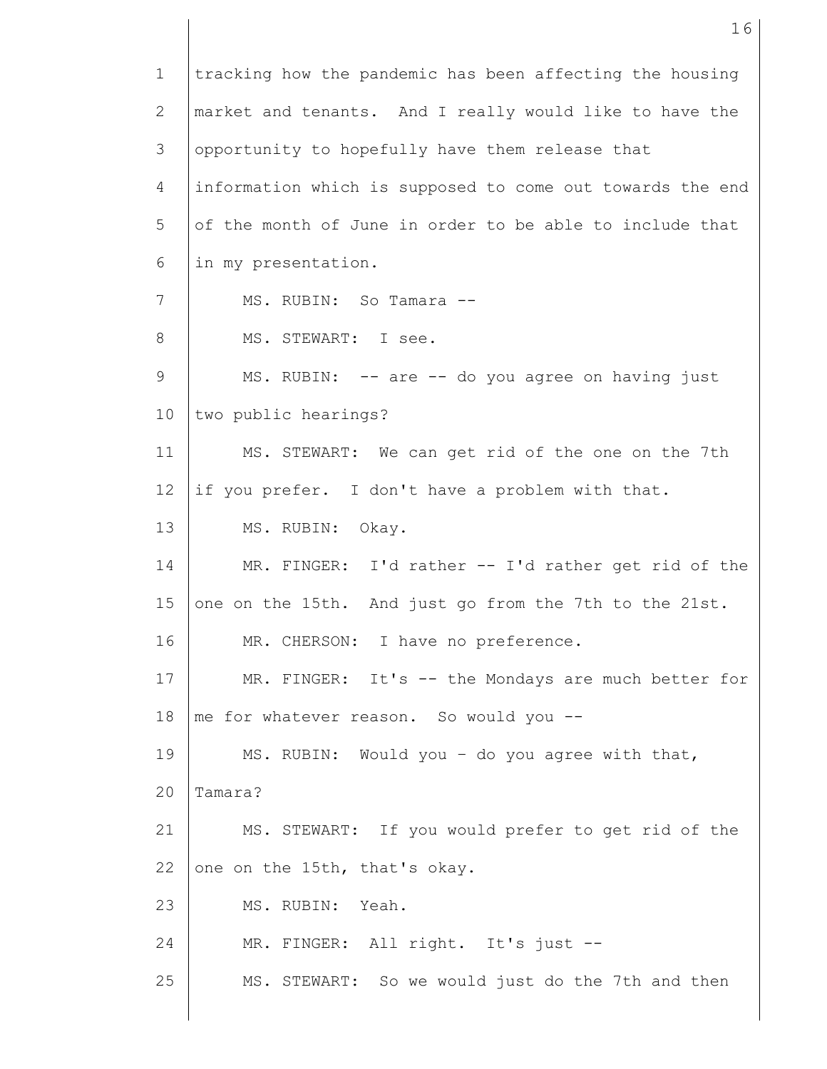tracking how the pandemic has been affecting the housing market and tenants. And I really would like to have the opportunity to hopefully have them release that information which is supposed to come out towards the end of the month of June in order to be able to include that in my presentation.

MS. RUBIN: So Tamara --

MS. STEWART: I see.

MS. RUBIN: -- are -- do you agree on having just two public hearings?

MS. STEWART: We can get rid of the one on the 7th if you prefer. I don't have a problem with that.

MS. RUBIN: Okay.

MR. FINGER: I'd rather -- I'd rather get rid of the one on the 15th. And just go from the 7th to the 21st.

MR. CHERSON: I have no preference.

MR. FINGER: It's -- the Mondays are much better for me for whatever reason. So would you --

MS. RUBIN: Would you - do you agree with that, Tamara?

MS. STEWART: If you would prefer to get rid of the one on the 15th, that's okay.

MS. RUBIN: Yeah.

MR. FINGER: All right. It's just --

MS. STEWART: So we would just do the 7th and then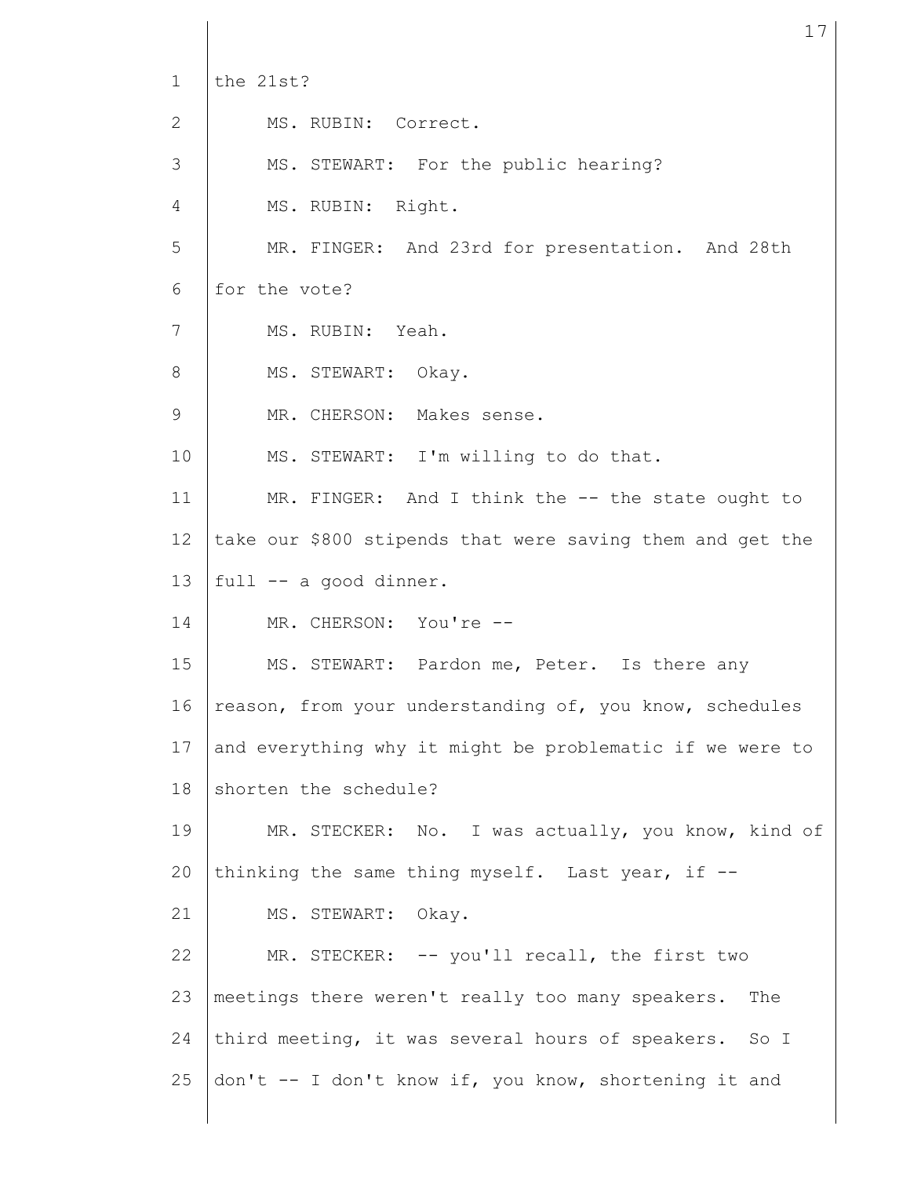the 21st?

MS. RUBIN: Correct.

MS. STEWART: For the public hearing?

MS. RUBIN: Right.

MR. FINGER: And 23rd for presentation. And 28th for the vote?

MS. RUBIN: Yeah.

MS. STEWART: Okay.

MR. CHERSON: Makes sense.

MS. STEWART: I'm willing to do that.

MR. FINGER: And I think the -- the state ought to take our $800 stipends that were saving them and get the full -- a good dinner.

MR. CHERSON: You're --

MS. STEWART: Pardon me, Peter. Is there any reason, from your understanding of, you know, schedules and everything why it might be problematic if we were to shorten the schedule?

MR. STECKER: No. I was actually, you know, kind of thinking the same thing myself. Last year, if --

MS. STEWART: Okay.

MR. STECKER: -- you'll recall, the first two meetings there weren't really too many speakers. The third meeting, it was several hours of speakers. So I don't -- I don't know if, you know, shortening it and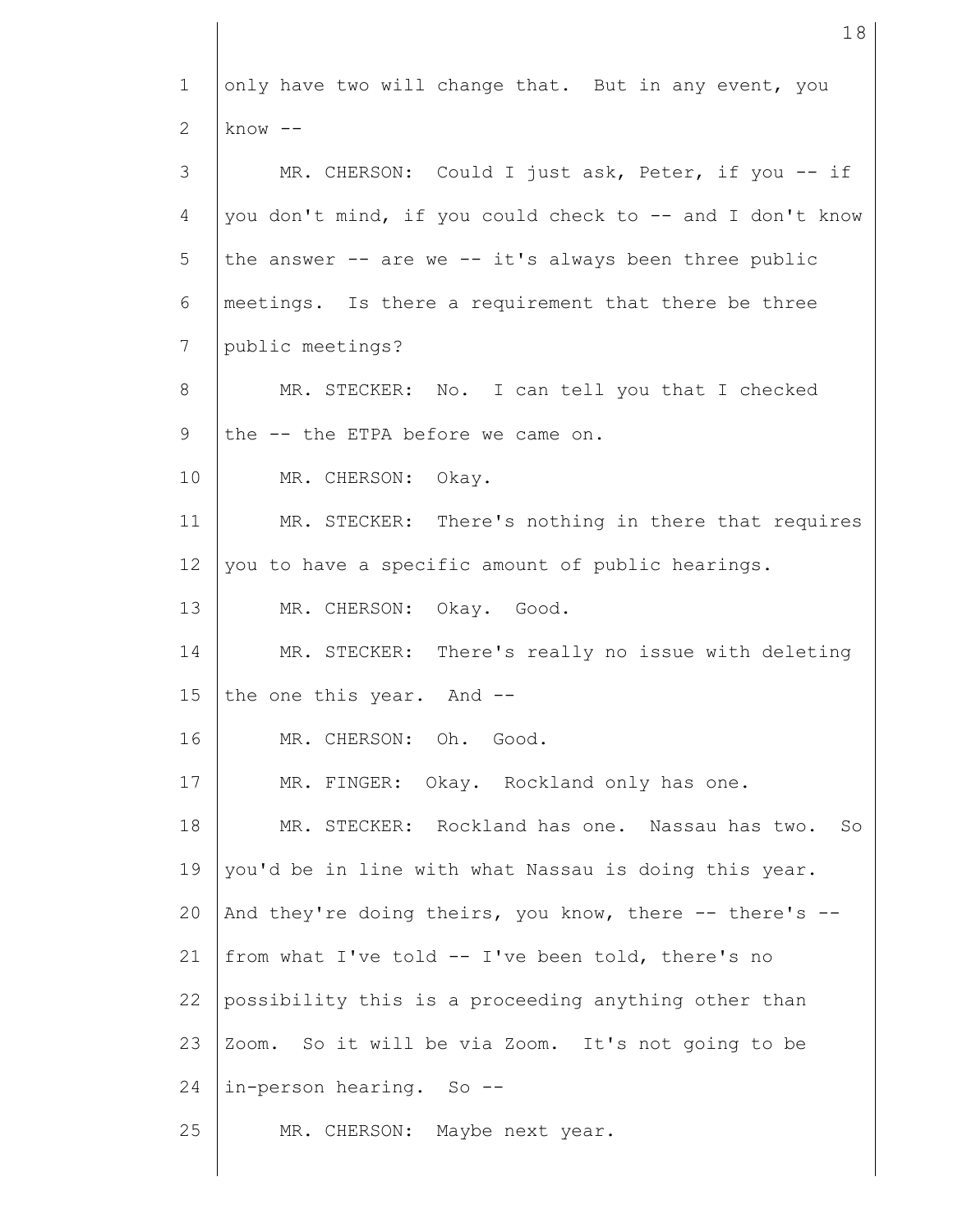only have two will change that. But in any event, you know --

MR. CHERSON: Could I just ask, Peter, if you -- if you don't mind, if you could check to -- and I don't know the answer -- are we -- it's always been three public meetings. Is there a requirement that there be three public meetings?

MR. STECKER: No. I can tell you that I checked the -- the ETPA before we came on.

MR. CHERSON: Okay.

MR. STECKER: There's nothing in there that requires you to have a specific amount of public hearings.

MR. CHERSON: Okay. Good.

MR. STECKER: There's really no issue with deleting the one this year. And --

MR. CHERSON: Oh. Good.

MR. FINGER: Okay. Rockland only has one.

MR. STECKER: Rockland has one. Nassau has two. So you'd be in line with what Nassau is doing this year. And they're doing theirs, you know, there -- there's -- from what I've told -- I've been told, there's no possibility this is a proceeding anything other than Zoom. So it will be via Zoom. It's not going to be in-person hearing. So --

MR. CHERSON: Maybe next year.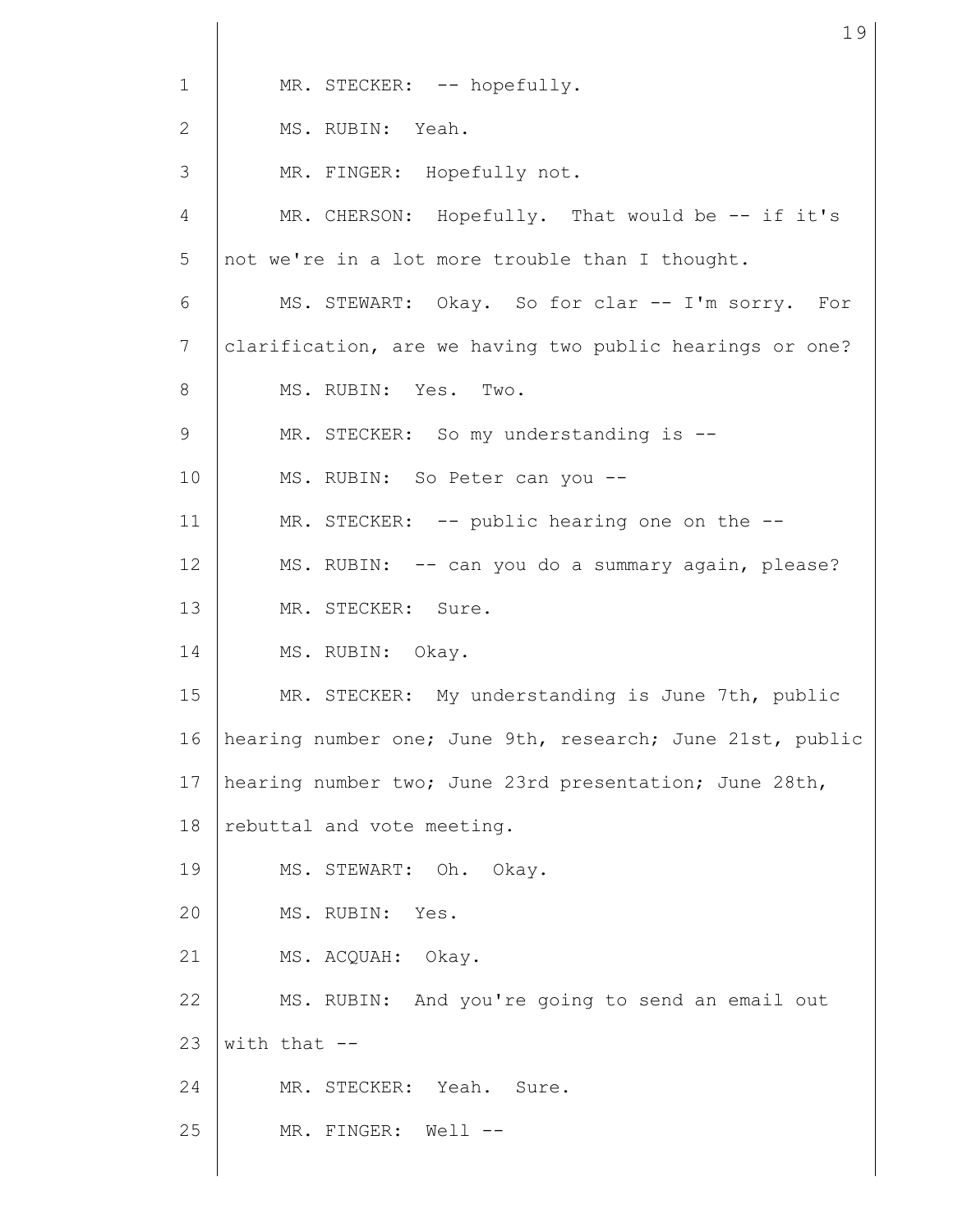MR. STECKER: -- hopefully.

MS. RUBIN: Yeah.

MR. FINGER: Hopefully not.

MR. CHERSON: Hopefully. That would be -- if it's not we're in a lot more trouble than I thought.

MS. STEWART: Okay. So for clar -- I'm sorry. For clarification, are we having two public hearings or one?

MS. RUBIN: Yes. Two.

MR. STECKER: So my understanding is --

MS. RUBIN: So Peter can you --

MR. STECKER: -- public hearing one on the --

MS. RUBIN: -- can you do a summary again, please?

MR. STECKER: Sure.

MS. RUBIN: Okay.

MR. STECKER: My understanding is June 7th, public hearing number one; June 9th, research; June 21st, public hearing number two; June 23rd presentation; June 28th, rebuttal and vote meeting.

MS. STEWART: Oh. Okay.

MS. RUBIN: Yes.

MS. ACQUAH: Okay.

MS. RUBIN: And you're going to send an email out with that --

MR. STECKER: Yeah. Sure.

MR. FINGER: Well --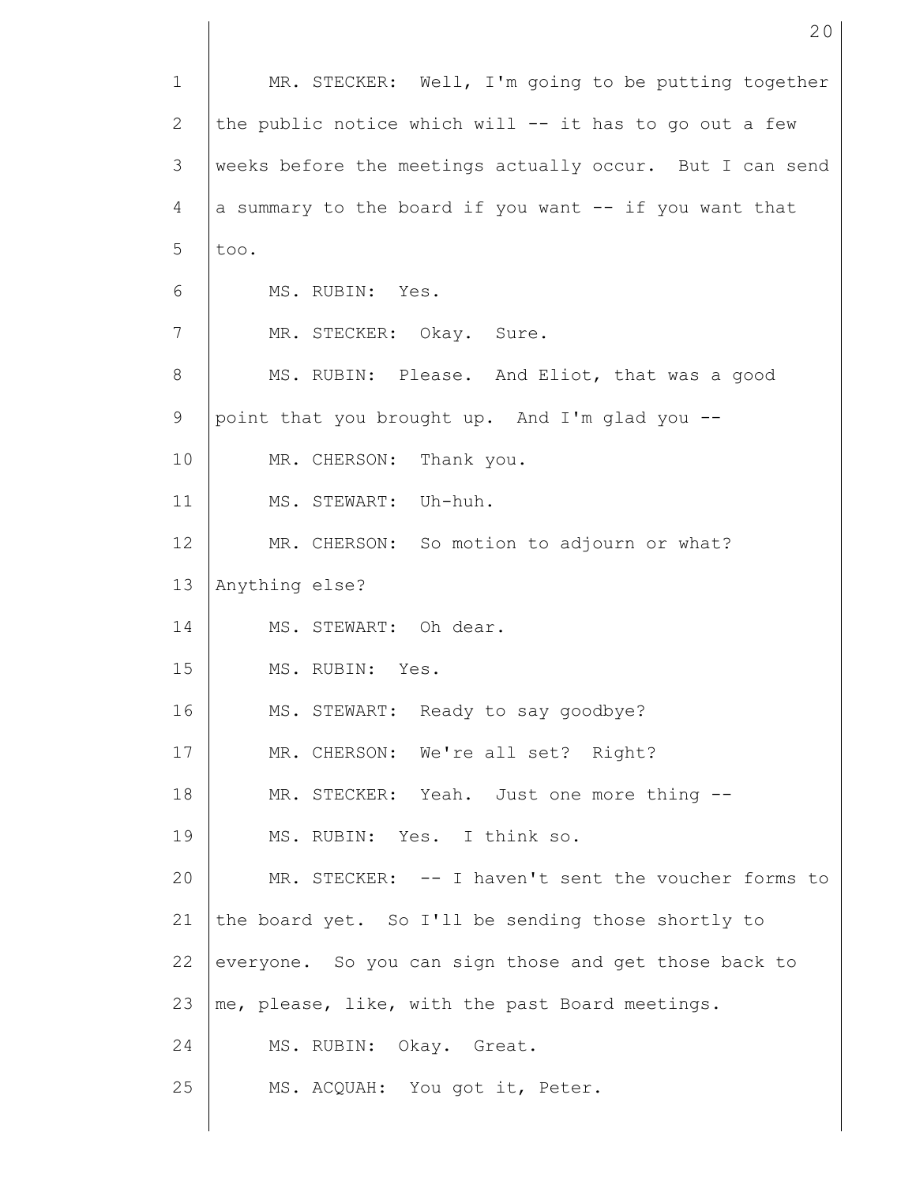MR. STECKER: Well, I'm going to be putting together the public notice which will -- it has to go out a few weeks before the meetings actually occur. But I can send a summary to the board if you want -- if you want that too.

MS. RUBIN: Yes.

MR. STECKER: Okay. Sure.

MS. RUBIN: Please. And Eliot, that was a good point that you brought up. And I'm glad you --

MR. CHERSON: Thank you.

MS. STEWART: Uh-huh.

MR. CHERSON: So motion to adjourn or what? Anything else?

MS. STEWART: Oh dear.

MS. RUBIN: Yes.

MS. STEWART: Ready to say goodbye?

MR. CHERSON: We're all set? Right?

MR. STECKER: Yeah. Just one more thing --

MS. RUBIN: Yes. I think so.

MR. STECKER: -- I haven't sent the voucher forms to the board yet. So I'll be sending those shortly to everyone. So you can sign those and get those back to me, please, like, with the past Board meetings.

MS. RUBIN: Okay. Great.

MS. ACQUAH: You got it, Peter.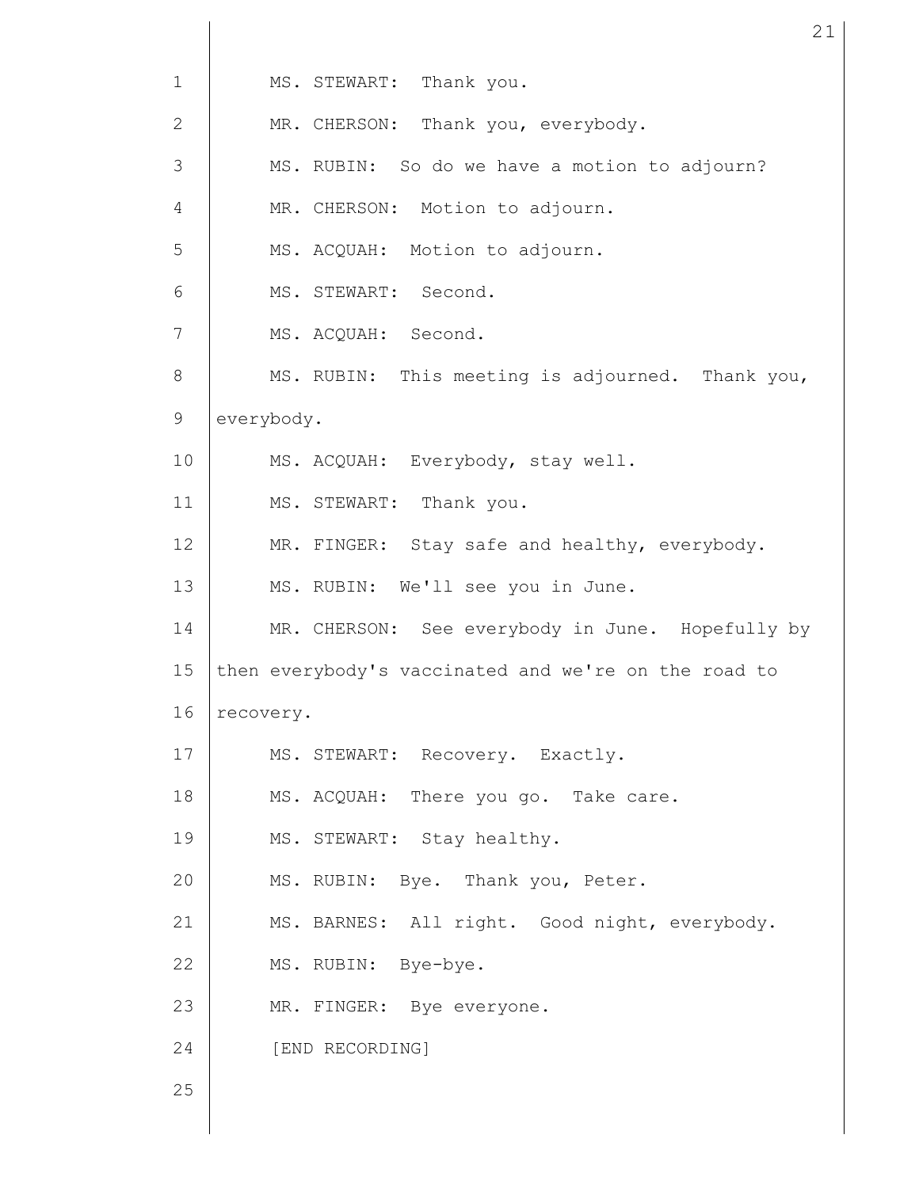MS. STEWART: Thank you.

MR. CHERSON: Thank you, everybody.

MS. RUBIN: So do we have a motion to adjourn?

MR. CHERSON: Motion to adjourn.

MS. ACQUAH: Motion to adjourn.

MS. STEWART: Second.

MS. ACQUAH: Second.

MS. RUBIN: This meeting is adjourned. Thank you, everybody.

MS. ACQUAH: Everybody, stay well.

MS. STEWART: Thank you.

MR. FINGER: Stay safe and healthy, everybody.

MS. RUBIN: We'll see you in June.

MR. CHERSON: See everybody in June. Hopefully by then everybody's vaccinated and we're on the road to recovery.

MS. STEWART: Recovery. Exactly.

MS. ACQUAH: There you go. Take care.

MS. STEWART: Stay healthy.

MS. RUBIN: Bye. Thank you, Peter.

MS. BARNES: All right. Good night, everybody.

MS. RUBIN: Bye-bye.

MR. FINGER: Bye everyone.

[END RECORDING]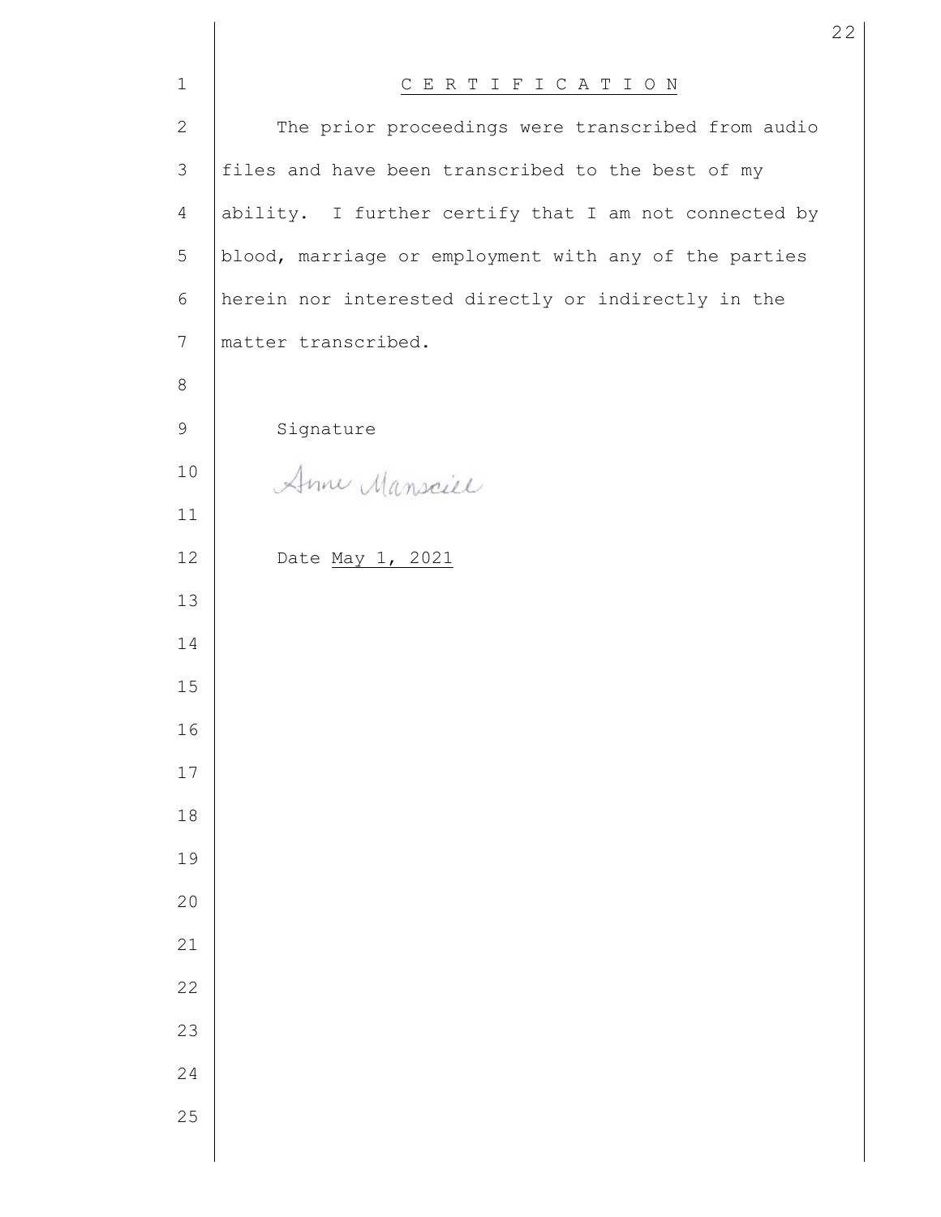# C E R T I F I C A T I O N

The prior proceedings were transcribed from audio files and have been transcribed to the best of my ability. I further certify that I am not connected by blood, marriage or employment with any of the parties herein nor interested directly or indirectly in the matter transcribed.

Signature

Anne Manscill

Date May 1, 2021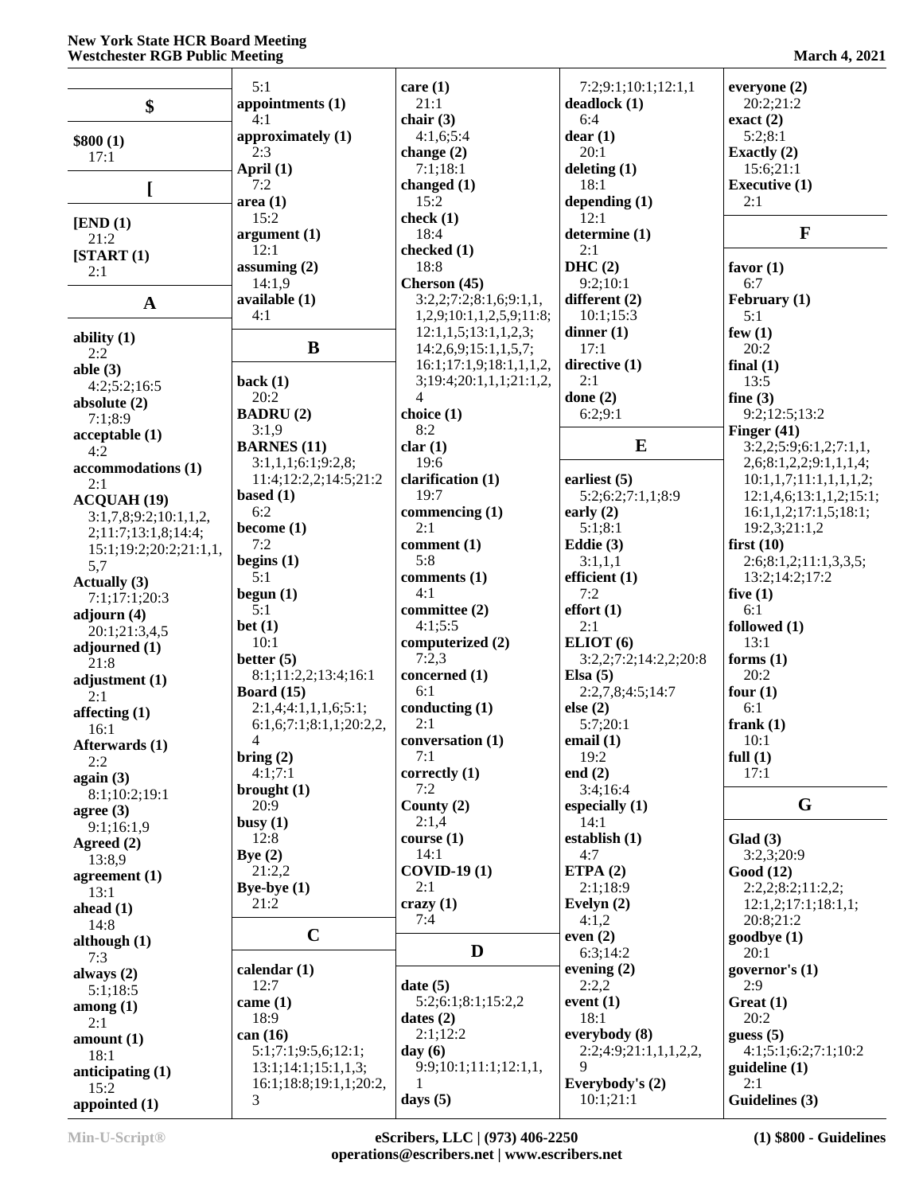## $

**$800 (1)**
17:1

## [

**[END (1)**
21:2
**[START (1)**
2:1

## A

**ability (1)**
2:2
**able (3)**
4:2;5:2;16:5
**absolute (2)**
7:1;8:9
**acceptable (1)**
4:2
**accommodations (1)**
2:1
**ACQUAH (19)**
3:1,7,8;9:2;10:1,1,2,2;11:7;13:1,8;14:4;15:1;19:2;20:2;21:1,1,5,7
**Actually (3)**
7:1;17:1;20:3
**adjourn (4)**
20:1;21:3,4,5
**adjourned (1)**
21:8
**adjustment (1)**
2:1
**affecting (1)**
16:1
**Afterwards (1)**
2:2
**again (3)**
8:1;10:2;19:1
**agree (3)**
9:1;16:1,9
**Agreed (2)**
13:8,9
**agreement (1)**
13:1
**ahead (1)**
14:8
**although (1)**
7:3
**always (2)**
5:1;18:5
**among (1)**
2:1
**amount (1)**
18:1
**anticipating (1)**
15:2
**appointed (1)**
5:1
**appointments (1)**
4:1
**approximately (1)**
2:3
**April (1)**
7:2
**area (1)**
15:2
**argument (1)**
12:1
**assuming (2)**
14:1,9
**available (1)**
4:1

## B

**back (1)**
20:2
**BADRU (2)**
3:1,9
**BARNES (11)**
3:1,1,1;6:1;9:2,8;11:4;12:2,2;14:5;21:2
**based (1)**
6:2
**become (1)**
7:2
**begins (1)**
5:1
**begun (1)**
5:1
**bet (1)**
10:1
**better (5)**
8:1;11:2,2;13:4;16:1
**Board (15)**
2:1,4;4:1,1,1,6;5:1;6:1,6;7:1;8:1,1;20:2,2,4
**bring (2)**
4:1;7:1
**brought (1)**
20:9
**busy (1)**
12:8
**Bye (2)**
21:2,2
**Bye-bye (1)**
21:2

## C

**calendar (1)**
12:7
**came (1)**
18:9
**can (16)**
5:1;7:1;9:5,6;12:1;13:1;14:1;15:1,1,3;16:1;18:8;19:1,1;20:2,3
**care (1)**
21:1
**chair (3)**
4:1,6;5:4
**change (2)**
7:1;18:1
**changed (1)**
15:2
**check (1)**
18:4
**checked (1)**
18:8
**Cherson (45)**
3:2,2;7:2;8:1,6;9:1,1,1,2,9;10:1,1,2,5,9;11:8;12:1,1,5;13:1,1,2,3;14:2,6,9;15:1,1,5,7;16:1;17:1,9;18:1,1,1,2,3;19:4;20:1,1,1;21:1,2,4
**choice (1)**
8:2
**clar (1)**
19:6
**clarification (1)**
19:7
**commencing (1)**
2:1
**comment (1)**
5:8
**comments (1)**
4:1
**committee (2)**
4:1;5:5
**computerized (2)**
7:2,3
**concerned (1)**
6:1
**conducting (1)**
2:1
**conversation (1)**
7:1
**correctly (1)**
7:2
**County (2)**
2:1,4
**course (1)**
14:1
**COVID-19 (1)**
2:1
**crazy (1)**
7:4

## D

**date (5)**
5:2;6:1;8:1;15:2,2
**dates (2)**
2:1;12:2
**day (6)**
9:9;10:1;11:1;12:1,1,1
**days (5)**
7:2;9:1;10:1;12:1,1
**deadlock (1)**
6:4
**dear (1)**
20:1
**deleting (1)**
18:1
**depending (1)**
12:1
**determine (1)**
2:1
**DHC (2)**
9:2;10:1
**different (2)**
10:1;15:3
**dinner (1)**
17:1
**directive (1)**
2:1
**done (2)**
6:2;9:1

## E

**earliest (5)**
5:2;6:2;7:1,1;8:9
**early (2)**
5:1;8:1
**Eddie (3)**
3:1,1,1
**efficient (1)**
7:2
**effort (1)**
2:1
**ELIOT (6)**
3:2,2;7:2;14:2,2;20:8
**Elsa (5)**
2:2,7,8;4:5;14:7
**else (2)**
5:7;20:1
**email (1)**
19:2
**end (2)**
3:4;16:4
**especially (1)**
14:1
**establish (1)**
4:7
**ETPA (2)**
2:1;18:9
**Evelyn (2)**
4:1,2
**even (2)**
6:3;14:2
**evening (2)**
2:2,2
**event (1)**
18:1
**everybody (8)**
2:2;4:9;21:1,1,1,2,2,9
**Everybody's (2)**
10:1;21:1
**everyone (2)**
20:2;21:2
**exact (2)**
5:2;8:1
**Exactly (2)**
15:6;21:1
**Executive (1)**
2:1

## F

**favor (1)**
6:7
**February (1)**
5:1
**few (1)**
20:2
**final (1)**
13:5
**fine (3)**
9:2;12:5;13:2
**Finger (41)**
3:2,2;5:9;6:1,2;7:1,1,2,6;8:1,2,2;9:1,1,1,4;10:1,1,7;11:1,1,1,1,2;12:1,4,6;13:1,1,2;15:1;16:1,1,2;17:1,5;18:1;19:2,3;21:1,2
**first (10)**
2:6;8:1,2;11:1,3,3,5;13:2;14:2;17:2
**five (1)**
6:1
**followed (1)**
13:1
**forms (1)**
20:2
**four (1)**
6:1
**frank (1)**
10:1
**full (1)**
17:1

## G

**Glad (3)**
3:2,3;20:9
**Good (12)**
2:2,2;8:2;11:2,2;12:1,2;17:1;18:1,1;20:8;21:2
**goodbye (1)**
20:1
**governor's (1)**
2:9
**Great (1)**
20:2
**guess (5)**
4:1;5:1;6:2;7:1;10:2
**guideline (1)**
2:1
**Guidelines (3)**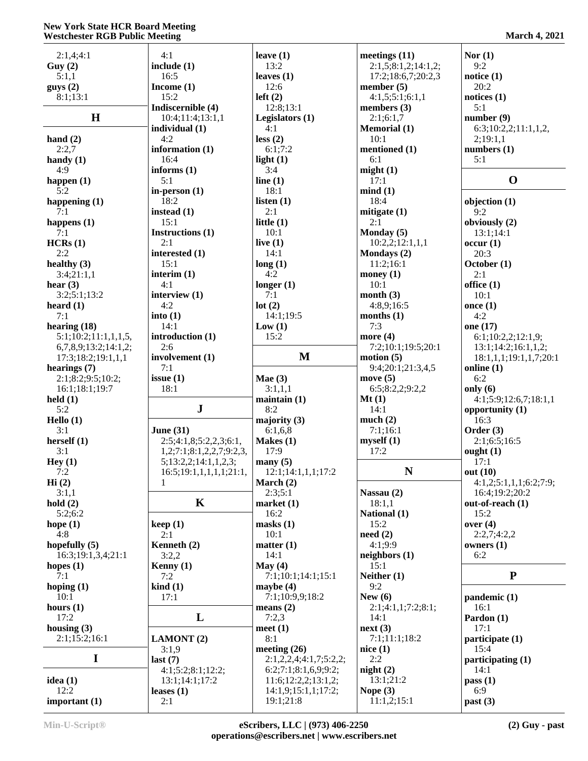2:1,4;4:1
**Guy (2)**
5:1,1
**guys (2)**
8:1;13:1

## H

**hand (2)**
2:2,7
**handy (1)**
4:9
**happen (1)**
5:2
**happening (1)**
7:1
**happens (1)**
7:1
**HCRs (1)**
2:2
**healthy (3)**
3:4;21:1,1
**hear (3)**
3:2;5:1;13:2
**heard (1)**
7:1
**hearing (18)**
5:1;10:2;11:1,1,1,5,6,7,8,9;13:2;14:1,2;17:3;18:2;19:1,1,1
**hearings (7)**
2:1;8:2;9:5;10:2;16:1;18:1;19:7
**held (1)**
5:2
**Hello (1)**
3:1
**herself (1)**
3:1
**Hey (1)**
7:2
**Hi (2)**
3:1,1
**hold (2)**
5:2;6:2
**hope (1)**
4:8
**hopefully (5)**
16:3;19:1,3,4;21:1
**hopes (1)**
7:1
**hoping (1)**
10:1
**hours (1)**
17:2
**housing (3)**
2:1;15:2;16:1

## I

**idea (1)**
12:2
**important (1)**
4:1
**include (1)**
16:5
**Income (1)**
15:2
**Indiscernible (4)**
10:4;11:4;13:1,1
**individual (1)**
4:2
**information (1)**
16:4
**informs (1)**
5:1
**in-person (1)**
18:2
**instead (1)**
15:1
**Instructions (1)**
2:1
**interested (1)**
15:1
**interim (1)**
4:1
**interview (1)**
4:2
**into (1)**
14:1
**introduction (1)**
2:6
**involvement (1)**
7:1
**issue (1)**
18:1

## J

**June (31)**
2:5;4:1,8;5:2,2,3;6:1,1,2;7:1;8:1,2,2,7;9:2,3,5;13:2,2;14:1,1,2,3;16:5;19:1,1,1,1,1;21:1,1

## K

**keep (1)**
2:1
**Kenneth (2)**
3:2,2
**Kenny (1)**
7:2
**kind (1)**
17:1

## L

**LAMONT (2)**
3:1,9
**last (7)**
4:1;5:2;8:1;12:2;13:1;14:1;17:2
**leases (1)**
2:1
**leave (1)**
13:2
**leaves (1)**
12:6
**left (2)**
12:8;13:1
**Legislators (1)**
4:1
**less (2)**
6:1;7:2
**light (1)**
3:4
**line (1)**
18:1
**listen (1)**
2:1
**little (1)**
10:1
**live (1)**
14:1
**long (1)**
4:2
**longer (1)**
7:1
**lot (2)**
14:1;19:5
**Low (1)**
15:2

## M

**Mae (3)**
3:1,1,1
**maintain (1)**
8:2
**majority (3)**
6:1,6,8
**Makes (1)**
17:9
**many (5)**
12:1;14:1,1,1;17:2
**March (2)**
2:3;5:1
**market (1)**
16:2
**masks (1)**
10:1
**matter (1)**
14:1
**May (4)**
7:1;10:1;14:1;15:1
**maybe (4)**
7:1;10:9,9;18:2
**means (2)**
7:2,3
**meet (1)**
8:1
**meeting (26)**
2:1,2,2,4;4:1,7;5:2,2;6:2;7:1;8:1,6,9;9:2;11:6;12:2,2;13:1,2;14:1,9;15:1,1;17:2;19:1;21:8
**meetings (11)**
2:1,5;8:1,2;14:1,2;17:2;18:6,7;20:2,3
**member (5)**
4:1,5;5:1;6:1,1
**members (3)**
2:1;6:1,7
**Memorial (1)**
10:1
**mentioned (1)**
6:1
**might (1)**
17:1
**mind (1)**
18:4
**mitigate (1)**
2:1
**Monday (5)**
10:2,2;12:1,1,1
**Mondays (2)**
11:2;16:1
**money (1)**
10:1
**month (3)**
4:8,9;16:5
**months (1)**
7:3
**more (4)**
7:2;10:1;19:5;20:1
**motion (5)**
9:4;20:1;21:3,4,5
**move (5)**
6:5;8:2,2;9:2,2
**Mt (1)**
14:1
**much (2)**
7:1;16:1
**myself (1)**
17:2

## N

**Nassau (2)**
18:1,1
**National (1)**
15:2
**need (2)**
4:1;9:9
**neighbors (1)**
15:1
**Neither (1)**
9:2
**New (6)**
2:1;4:1,1;7:2;8:1;14:1
**next (3)**
7:1;11:1;18:2
**nice (1)**
2:2
**night (2)**
13:1;21:2
**Nope (3)**
11:1,2;15:1
**Nor (1)**
9:2
**notice (1)**
20:2
**notices (1)**
5:1
**number (9)**
6:3;10:2,2;11:1,1,2,2;19:1,1
**numbers (1)**
5:1

## O

**objection (1)**
9:2
**obviously (2)**
13:1;14:1
**occur (1)**
20:3
**October (1)**
2:1
**office (1)**
10:1
**once (1)**
4:2
**one (17)**
6:1;10:2,2;12:1,9;13:1;14:2;16:1,1,2;18:1,1,1;19:1,1,7;20:1
**online (1)**
6:2
**only (6)**
4:1;5:9;12:6,7;18:1,1
**opportunity (1)**
16:3
**Order (3)**
2:1;6:5;16:5
**ought (1)**
17:1
**out (10)**
4:1,2;5:1,1,1;6:2;7:9;16:4;19:2;20:2
**out-of-reach (1)**
15:2
**over (4)**
2:2,7;4:2,2
**owners (1)**
6:2

## P

**pandemic (1)**
16:1
**Pardon (1)**
17:1
**participate (1)**
15:4
**participating (1)**
14:1
**pass (1)**
6:9
**past (3)**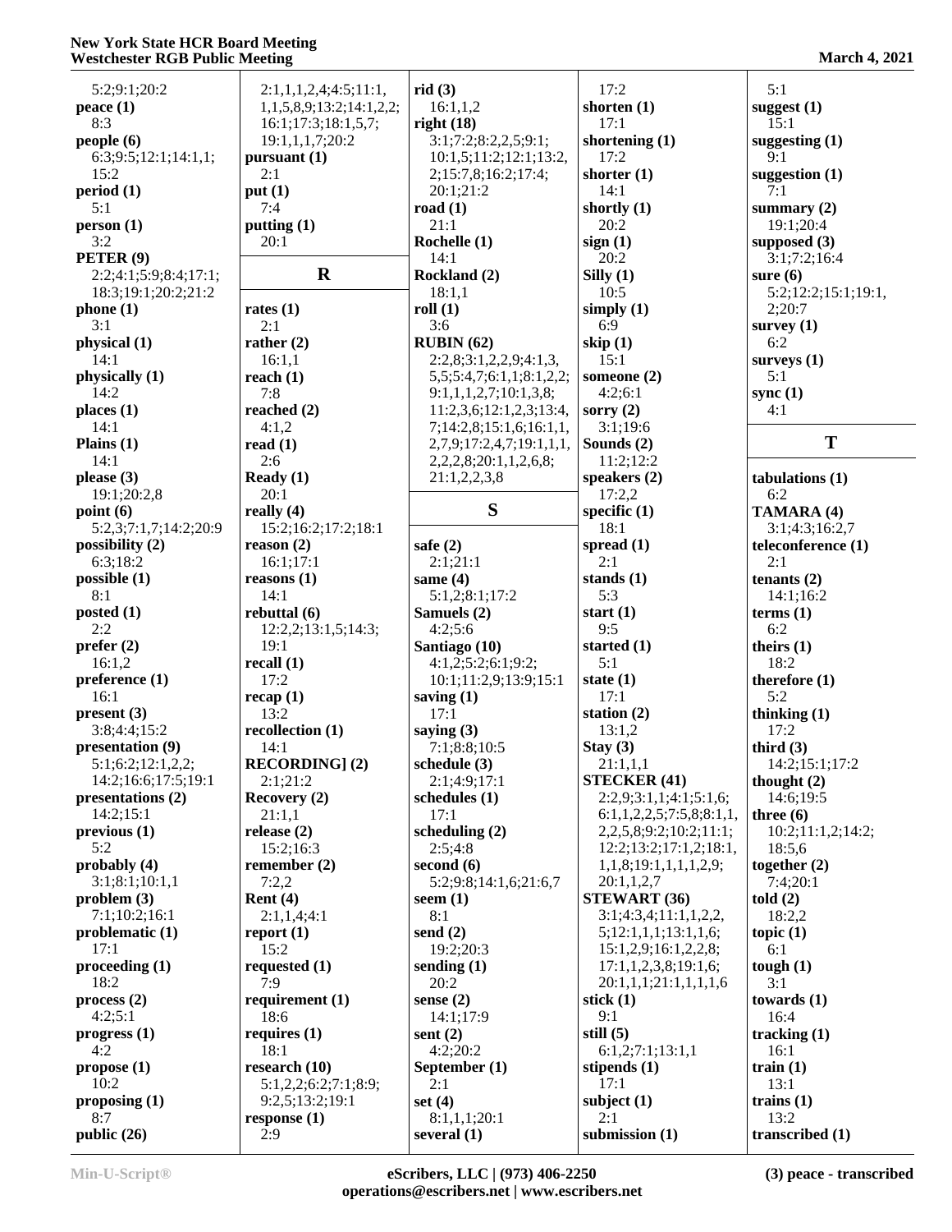5:2;9:1;20:2
**peace (1)**
8:3
**people (6)**
6:3;9:5;12:1;14:1,1;
15:2
**period (1)**
5:1
**person (1)**
3:2
**PETER (9)**
2:2;4:1;5:9;8:4;17:1;
18:3;19:1;20:2;21:2
**phone (1)**
3:1
**physical (1)**
14:1
**physically (1)**
14:2
**places (1)**
14:1
**Plains (1)**
14:1
**please (3)**
19:1;20:2,8
**point (6)**
5:2,3;7:1,7;14:2;20:9
**possibility (2)**
6:3;18:2
**possible (1)**
8:1
**posted (1)**
2:2
**prefer (2)**
16:1,2
**preference (1)**
16:1
**present (3)**
3:8;4:4;15:2
**presentation (9)**
5:1;6:2;12:1,2,2;
14:2;16:6;17:5;19:1
**presentations (2)**
14:2;15:1
**previous (1)**
5:2
**probably (4)**
3:1;8:1;10:1,1
**problem (3)**
7:1;10:2;16:1
**problematic (1)**
17:1
**proceeding (1)**
18:2
**process (2)**
4:2;5:1
**progress (1)**
4:2
**propose (1)**
10:2
**proposing (1)**
8:7
**public (26)**
2:1,1,1,2,4;4:5;11:1,
1,1,5,8,9;13:2;14:1,2,2;
16:1;17:3;18:1,5,7;
19:1,1,1,7;20:2
**pursuant (1)**
2:1
**put (1)**
7:4
**putting (1)**
20:1

## R

**rates (1)**
2:1
**rather (2)**
16:1,1
**reach (1)**
7:8
**reached (2)**
4:1,2
**read (1)**
2:6
**Ready (1)**
20:1
**really (4)**
15:2;16:2;17:2;18:1
**reason (2)**
16:1;17:1
**reasons (1)**
14:1
**rebuttal (6)**
12:2,2;13:1,5;14:3;
19:1
**recall (1)**
17:2
**recap (1)**
13:2
**recollection (1)**
14:1
**RECORDING] (2)**
2:1;21:2
**Recovery (2)**
21:1,1
**release (2)**
15:2;16:3
**remember (2)**
7:2,2
**Rent (4)**
2:1,1,4;4:1
**report (1)**
15:2
**requested (1)**
7:9
**requirement (1)**
18:6
**requires (1)**
18:1
**research (10)**
5:1,2,2;6:2;7:1;8:9;
9:2,5;13:2;19:1
**response (1)**
2:9
**rid (3)**
16:1,1,2
**right (18)**
3:1;7:2;8:2,2,5;9:1;
10:1,5;11:2;12:1;13:2,
2;15:7,8;16:2;17:4;
20:1;21:2
**road (1)**
21:1
**Rochelle (1)**
14:1
**Rockland (2)**
18:1,1
**roll (1)**
3:6
**RUBIN (62)**
2:2,8;3:1,2,2,9;4:1,3,
5,5;5:4,7;6:1,1;8:1,2,2;
9:1,1,1,2,7;10:1,3,8;
11:2,3,6;12:1,2,3;13:4,
7;14:2,8;15:1,6;16:1,1,
2,7,9;17:2,4,7;19:1,1,1,
2,2,2,8;20:1,1,2,6,8;
21:1,2,2,3,8

## S

**safe (2)**
2:1;21:1
**same (4)**
5:1,2;8:1;17:2
**Samuels (2)**
4:2;5:6
**Santiago (10)**
4:1,2;5:2;6:1;9:2;
10:1;11:2,9;13:9;15:1
**saving (1)**
17:1
**saying (3)**
7:1;8:8;10:5
**schedule (3)**
2:1;4:9;17:1
**schedules (1)**
17:1
**scheduling (2)**
2:5;4:8
**second (6)**
5:2;9:8;14:1,6;21:6,7
**seem (1)**
8:1
**send (2)**
19:2;20:3
**sending (1)**
20:2
**sense (2)**
14:1;17:9
**sent (2)**
4:2;20:2
**September (1)**
2:1
**set (4)**
8:1,1,1;20:1
**several (1)**
17:2
**shorten (1)**
17:1
**shortening (1)**
17:2
**shorter (1)**
14:1
**shortly (1)**
20:2
**sign (1)**
20:2
**Silly (1)**
10:5
**simply (1)**
6:9
**skip (1)**
15:1
**someone (2)**
4:2;6:1
**sorry (2)**
3:1;19:6
**Sounds (2)**
11:2;12:2
**speakers (2)**
17:2,2
**specific (1)**
18:1
**spread (1)**
2:1
**stands (1)**
5:3
**start (1)**
9:5
**started (1)**
5:1
**state (1)**
17:1
**station (2)**
13:1,2
**Stay (3)**
21:1,1,1
**STECKER (41)**
2:2,9;3:1,1;4:1;5:1,6;
6:1,1,2,2,5;7:5,8;8:1,1,
2,2,5,8;9:2;10:2;11:1;
12:2;13:2;17:1,2;18:1,
1,1,8;19:1,1,1,1,2,9;
20:1,1,2,7
**STEWART (36)**
3:1;4:3,4;11:1,1,2,2,
5;12:1,1,1;13:1,1,6;
15:1,2,9;16:1,2,2,8;
17:1,1,2,3,8;19:1,6;
20:1,1,1;21:1,1,1,1,6
**stick (1)**
9:1
**still (5)**
6:1,2;7:1;13:1,1
**stipends (1)**
17:1
**subject (1)**
2:1
**submission (1)**
5:1
**suggest (1)**
15:1
**suggesting (1)**
9:1
**suggestion (1)**
7:1
**summary (2)**
19:1;20:4
**supposed (3)**
3:1;7:2;16:4
**sure (6)**
5:2;12:2;15:1;19:1,
2;20:7
**survey (1)**
6:2
**surveys (1)**
5:1
**sync (1)**
4:1

## T

**tabulations (1)**
6:2
**TAMARA (4)**
3:1;4:3;16:2,7
**teleconference (1)**
2:1
**tenants (2)**
14:1;16:2
**terms (1)**
6:2
**theirs (1)**
18:2
**therefore (1)**
5:2
**thinking (1)**
17:2
**third (3)**
14:2;15:1;17:2
**thought (2)**
14:6;19:5
**three (6)**
10:2;11:1,2;14:2;
18:5,6
**together (2)**
7:4;20:1
**told (2)**
18:2,2
**topic (1)**
6:1
**tough (1)**
3:1
**towards (1)**
16:4
**tracking (1)**
16:1
**train (1)**
13:1
**trains (1)**
13:2
**transcribed (1)**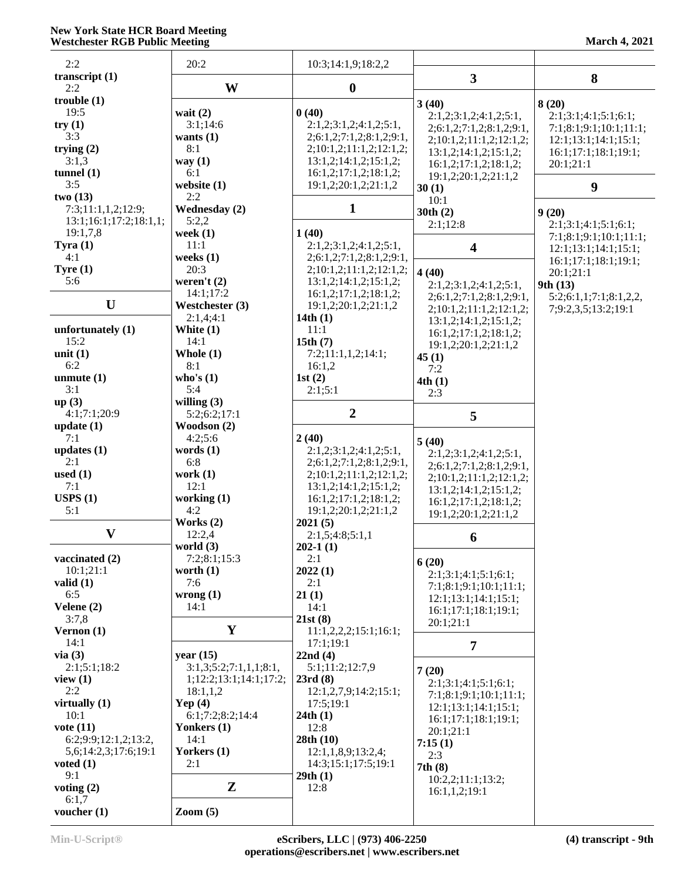2:2
**transcript (1)**
2:2
**trouble (1)**
19:5
**try (1)**
3:3
**trying (2)**
3:1,3
**tunnel (1)**
3:5
**two (13)**
7:3;11:1,1,2;12:9;13:1;16:1;17:2;18:1,1;19:1,7,8
**Tyra (1)**
4:1
**Tyre (1)**
5:6

## U

**unfortunately (1)**
15:2
**unit (1)**
6:2
**unmute (1)**
3:1
**up (3)**
4:1;7:1;20:9
**update (1)**
7:1
**updates (1)**
2:1
**used (1)**
7:1
**USPS (1)**
5:1

## V

**vaccinated (2)**
10:1;21:1
**valid (1)**
6:5
**Velene (2)**
3:7,8
**Vernon (1)**
14:1
**via (3)**
2:1;5:1;18:2
**view (1)**
2:2
**virtually (1)**
10:1
**vote (11)**
6:2;9:9;12:1,2;13:2,5,6;14:2,3;17:6;19:1
**voted (1)**
9:1
**voting (2)**
6:1,7
**voucher (1)**
20:2

## W

**wait (2)**
3:1;14:6
**wants (1)**
8:1
**way (1)**
6:1
**website (1)**
2:2
**Wednesday (2)**
5:2,2
**week (1)**
11:1
**weeks (1)**
20:3
**weren't (2)**
14:1;17:2
**Westchester (3)**
2:1,4;4:1
**White (1)**
14:1
**Whole (1)**
8:1
**who's (1)**
5:4
**willing (3)**
5:2;6:2;17:1
**Woodson (2)**
4:2;5:6
**words (1)**
6:8
**work (1)**
12:1
**working (1)**
4:2
**Works (2)**
12:2,4
**world (3)**
7:2;8:1;15:3
**worth (1)**
7:6
**wrong (1)**
14:1

## Y

**year (15)**
3:1,3;5:2;7:1,1,1;8:1,1;12:2;13:1;14:1;17:2;18:1,1,2
**Yep (4)**
6:1;7:2;8:2;14:4
**Yonkers (1)**
14:1
**Yorkers (1)**
2:1

## Z

**Zoom (5)**
10:3;14:1,9;18:2,2

## 0

**0 (40)**
2:1,2;3:1,2;4:1,2;5:1,2;6:1,2;7:1,2;8:1,2;9:1,2;10:1,2;11:1,2;12:1,2;13:1,2;14:1,2;15:1,2;16:1,2;17:1,2;18:1,2;19:1,2;20:1,2;21:1,2

## 1

**1 (40)**
2:1,2;3:1,2;4:1,2;5:1,2;6:1,2;7:1,2;8:1,2;9:1,2;10:1,2;11:1,2;12:1,2;13:1,2;14:1,2;15:1,2;16:1,2;17:1,2;18:1,2;19:1,2;20:1,2;21:1,2
**14th (1)**
11:1
**15th (7)**
7:2;11:1,1,2;14:1;16:1,2
**1st (2)**
2:1;5:1

## 2

**2 (40)**
2:1,2;3:1,2;4:1,2;5:1,2;6:1,2;7:1,2;8:1,2;9:1,2;10:1,2;11:1,2;12:1,2;13:1,2;14:1,2;15:1,2;16:1,2;17:1,2;18:1,2;19:1,2;20:1,2;21:1,2
**2021 (5)**
2:1,5;4:8;5:1,1
**202-1 (1)**
2:1
**2022 (1)**
2:1
**21 (1)**
14:1
**21st (8)**
11:1,2,2,2;15:1;16:1;17:1;19:1
**22nd (4)**
5:1;11:2;12:7,9
**23rd (8)**
12:1,2,7,9;14:2;15:1;17:5;19:1
**24th (1)**
12:8
**28th (10)**
12:1,1,8,9;13:2,4;14:3;15:1;17:5;19:1
**29th (1)**
12:8

## 3

**3 (40)**
2:1,2;3:1,2;4:1,2;5:1,2;6:1,2;7:1,2;8:1,2;9:1,2;10:1,2;11:1,2;12:1,2;13:1,2;14:1,2;15:1,2;16:1,2;17:1,2;18:1,2;19:1,2;20:1,2;21:1,2
**30 (1)**
10:1
**30th (2)**
2:1;12:8

## 4

**4 (40)**
2:1,2;3:1,2;4:1,2;5:1,2;6:1,2;7:1,2;8:1,2;9:1,2;10:1,2;11:1,2;12:1,2;13:1,2;14:1,2;15:1,2;16:1,2;17:1,2;18:1,2;19:1,2;20:1,2;21:1,2
**45 (1)**
7:2
**4th (1)**
2:3

## 5

**5 (40)**
2:1,2;3:1,2;4:1,2;5:1,2;6:1,2;7:1,2;8:1,2;9:1,2;10:1,2;11:1,2;12:1,2;13:1,2;14:1,2;15:1,2;16:1,2;17:1,2;18:1,2;19:1,2;20:1,2;21:1,2

## 6

**6 (20)**
2:1;3:1;4:1;5:1;6:1;7:1;8:1;9:1;10:1;11:1;12:1;13:1;14:1;15:1;16:1;17:1;18:1;19:1;20:1;21:1

## 7

**7 (20)**
2:1;3:1;4:1;5:1;6:1;7:1;8:1;9:1;10:1;11:1;12:1;13:1;14:1;15:1;16:1;17:1;18:1;19:1;20:1;21:1
**7:15 (1)**
2:3
**7th (8)**
10:2,2;11:1;13:2;16:1,1,2;19:1

## 8

**8 (20)**
2:1;3:1;4:1;5:1;6:1;7:1;8:1;9:1;10:1;11:1;12:1;13:1;14:1;15:1;16:1;17:1;18:1;19:1;20:1;21:1

## 9

**9 (20)**
2:1;3:1;4:1;5:1;6:1;7:1;8:1;9:1;10:1;11:1;12:1;13:1;14:1;15:1;16:1;17:1;18:1;19:1;20:1;21:1
**9th (13)**
5:2;6:1,1;7:1;8:1,2,2,7;9:2,3,5;13:2;19:1